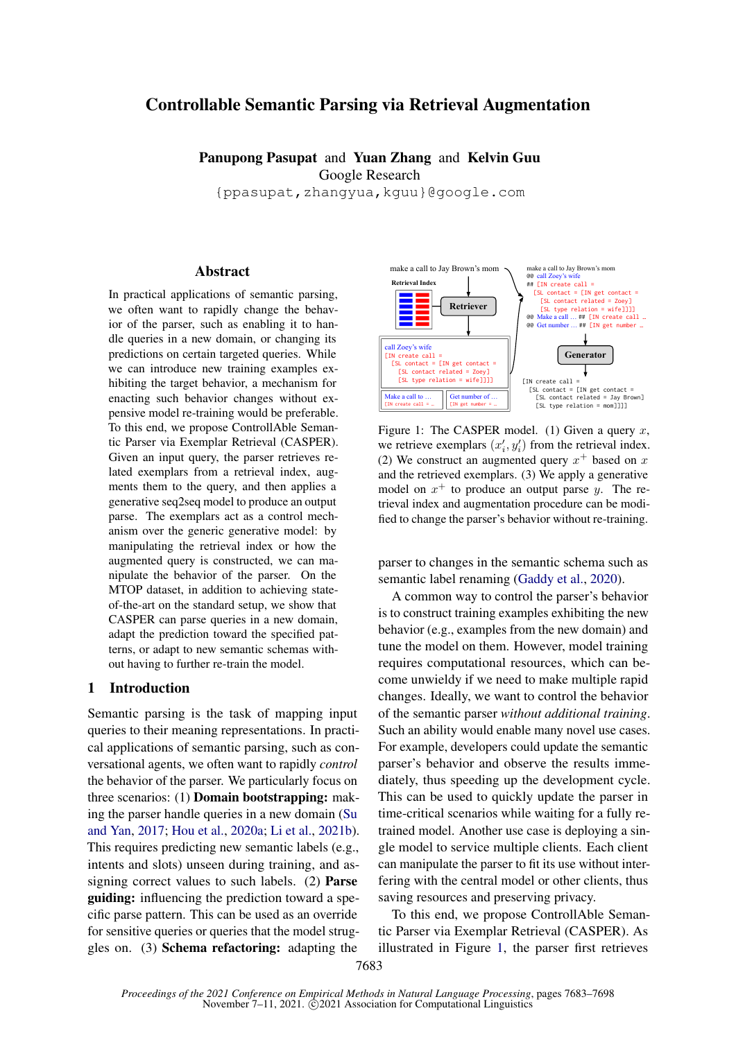# Controllable Semantic Parsing via Retrieval Augmentation

**Panupong Pasupat** and **Yuan Zhang** and **Kelvin Guu**
Google Research
{ppasupat,zhangyua,kguu}@google.com

## Abstract

In practical applications of semantic parsing, we often want to rapidly change the behavior of the parser, such as enabling it to handle queries in a new domain, or changing its predictions on certain targeted queries. While we can introduce new training examples exhibiting the target behavior, a mechanism for enacting such behavior changes without expensive model re-training would be preferable. To this end, we propose ControllAble Semantic Parser via Exemplar Retrieval (CASPER). Given an input query, the parser retrieves related exemplars from a retrieval index, augments them to the query, and then applies a generative seq2seq model to produce an output parse. The exemplars act as a control mechanism over the generic generative model: by manipulating the retrieval index or how the augmented query is constructed, we can manipulate the behavior of the parser. On the MTOP dataset, in addition to achieving state-of-the-art on the standard setup, we show that CASPER can parse queries in a new domain, adapt the prediction toward the specified patterns, or adapt to new semantic schemas without having to further re-train the model.

## 1 Introduction

Semantic parsing is the task of mapping input queries to their meaning representations. In practical applications of semantic parsing, such as conversational agents, we often want to rapidly *control* the behavior of the parser. We particularly focus on three scenarios: (1) **Domain bootstrapping:** making the parser handle queries in a new domain (Su and Yan, 2017; Hou et al., 2020a; Li et al., 2021b). This requires predicting new semantic labels (e.g., intents and slots) unseen during training, and assigning correct values to such labels. (2) **Parse guiding:** influencing the prediction toward a specific parse pattern. This can be used as an override for sensitive queries or queries that the model struggles on. (3) **Schema refactoring:** adapting the parser to changes in the semantic schema such as semantic label renaming (Gaddy et al., 2020).

make a call to Jay Brown's mom

Retrieval Index

Retriever

call Zoey's wife
[IN create call =
[SL contact = [IN get contact =
[SL contact related = Zoey]
[SL type relation = wife]]]]

Make a call to ... [IN create call = ...

Get number of ... [IN get number = ...

make a call to Jay Brown's mom
@@ call Zoey's wife
## [IN create call =
[SL contact = [IN get contact =
[SL contact related = Zoey]
[SL type relation = wife]]]]
@@ Make a call ... ## [IN create call ...
@@ Get number ... ## [IN get number ...

Generator

[IN create call =
[SL contact = [IN get contact =
[SL contact related = Jay Brown]
[SL type relation = mom]]]]

Figure 1: The CASPER model. (1) Given a query $x$, we retrieve exemplars $(x'_i, y'_i)$ from the retrieval index. (2) We construct an augmented query $x^+$ based on $x$ and the retrieved exemplars. (3) We apply a generative model on $x^+$ to produce an output parse $y$. The retrieval index and augmentation procedure can be modified to change the parser's behavior without re-training.

A common way to control the parser's behavior is to construct training examples exhibiting the new behavior (e.g., examples from the new domain) and tune the model on them. However, model training requires computational resources, which can become unwieldy if we need to make multiple rapid changes. Ideally, we want to control the behavior of the semantic parser *without additional training*. Such an ability would enable many novel use cases. For example, developers could update the semantic parser's behavior and observe the results immediately, thus speeding up the development cycle. This can be used to quickly update the parser in time-critical scenarios while waiting for a fully re-trained model. Another use case is deploying a single model to service multiple clients. Each client can manipulate the parser to fit its use without interfering with the central model or other clients, thus saving resources and preserving privacy.

To this end, we propose ControllAble Semantic Parser via Exemplar Retrieval (CASPER). As illustrated in Figure 1, the parser first retrieves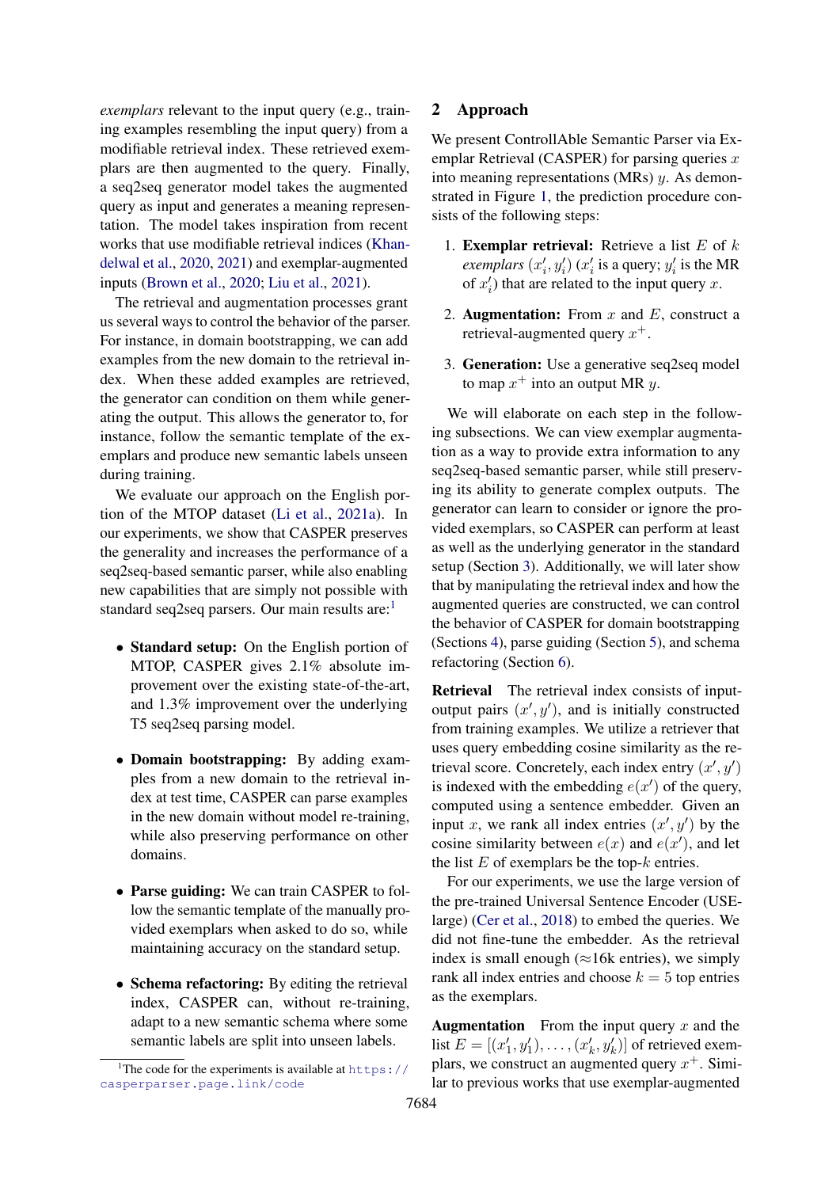*exemplars* relevant to the input query (e.g., training examples resembling the input query) from a modifiable retrieval index. These retrieved exemplars are then augmented to the query. Finally, a seq2seq generator model takes the augmented query as input and generates a meaning representation. The model takes inspiration from recent works that use modifiable retrieval indices (Khandelwal et al., 2020, 2021) and exemplar-augmented inputs (Brown et al., 2020; Liu et al., 2021).

The retrieval and augmentation processes grant us several ways to control the behavior of the parser. For instance, in domain bootstrapping, we can add examples from the new domain to the retrieval index. When these added examples are retrieved, the generator can condition on them while generating the output. This allows the generator to, for instance, follow the semantic template of the exemplars and produce new semantic labels unseen during training.

We evaluate our approach on the English portion of the MTOP dataset (Li et al., 2021a). In our experiments, we show that CASPER preserves the generality and increases the performance of a seq2seq-based semantic parser, while also enabling new capabilities that are simply not possible with standard seq2seq parsers. Our main results are:[1]

- **Standard setup:** On the English portion of MTOP, CASPER gives 2.1% absolute improvement over the existing state-of-the-art, and 1.3% improvement over the underlying T5 seq2seq parsing model.
- **Domain bootstrapping:** By adding examples from a new domain to the retrieval index at test time, CASPER can parse examples in the new domain without model re-training, while also preserving performance on other domains.
- **Parse guiding:** We can train CASPER to follow the semantic template of the manually provided exemplars when asked to do so, while maintaining accuracy on the standard setup.
- **Schema refactoring:** By editing the retrieval index, CASPER can, without re-training, adapt to a new semantic schema where some semantic labels are split into unseen labels.

[1]The code for the experiments is available at https://casperparser.page.link/code

## 2 Approach

We present ControllAble Semantic Parser via Exemplar Retrieval (CASPER) for parsing queries $x$ into meaning representations (MRs) $y$. As demonstrated in Figure 1, the prediction procedure consists of the following steps:

1. **Exemplar retrieval:** Retrieve a list $E$ of $k$ *exemplars* $(x'_i, y'_i)$ ($x'_i$ is a query; $y'_i$ is the MR of $x'_i$) that are related to the input query $x$.
2. **Augmentation:** From $x$ and $E$, construct a retrieval-augmented query $x^+$.
3. **Generation:** Use a generative seq2seq model to map $x^+$ into an output MR $y$.

We will elaborate on each step in the following subsections. We can view exemplar augmentation as a way to provide extra information to any seq2seq-based semantic parser, while still preserving its ability to generate complex outputs. The generator can learn to consider or ignore the provided exemplars, so CASPER can perform at least as well as the underlying generator in the standard setup (Section 3). Additionally, we will later show that by manipulating the retrieval index and how the augmented queries are constructed, we can control the behavior of CASPER for domain bootstrapping (Sections 4), parse guiding (Section 5), and schema refactoring (Section 6).

**Retrieval** The retrieval index consists of input-output pairs $(x', y')$, and is initially constructed from training examples. We utilize a retriever that uses query embedding cosine similarity as the retrieval score. Concretely, each index entry $(x', y')$ is indexed with the embedding $e(x')$ of the query, computed using a sentence embedder. Given an input $x$, we rank all index entries $(x', y')$ by the cosine similarity between $e(x)$ and $e(x')$, and let the list $E$ of exemplars be the top-$k$ entries.

For our experiments, we use the large version of the pre-trained Universal Sentence Encoder (USE-large) (Cer et al., 2018) to embed the queries. We did not fine-tune the embedder. As the retrieval index is small enough (≈16k entries), we simply rank all index entries and choose $k = 5$ top entries as the exemplars.

**Augmentation** From the input query $x$ and the list $E = [(x'_1, y'_1), \ldots, (x'_k, y'_k)]$ of retrieved exemplars, we construct an augmented query $x^+$. Similar to previous works that use exemplar-augmented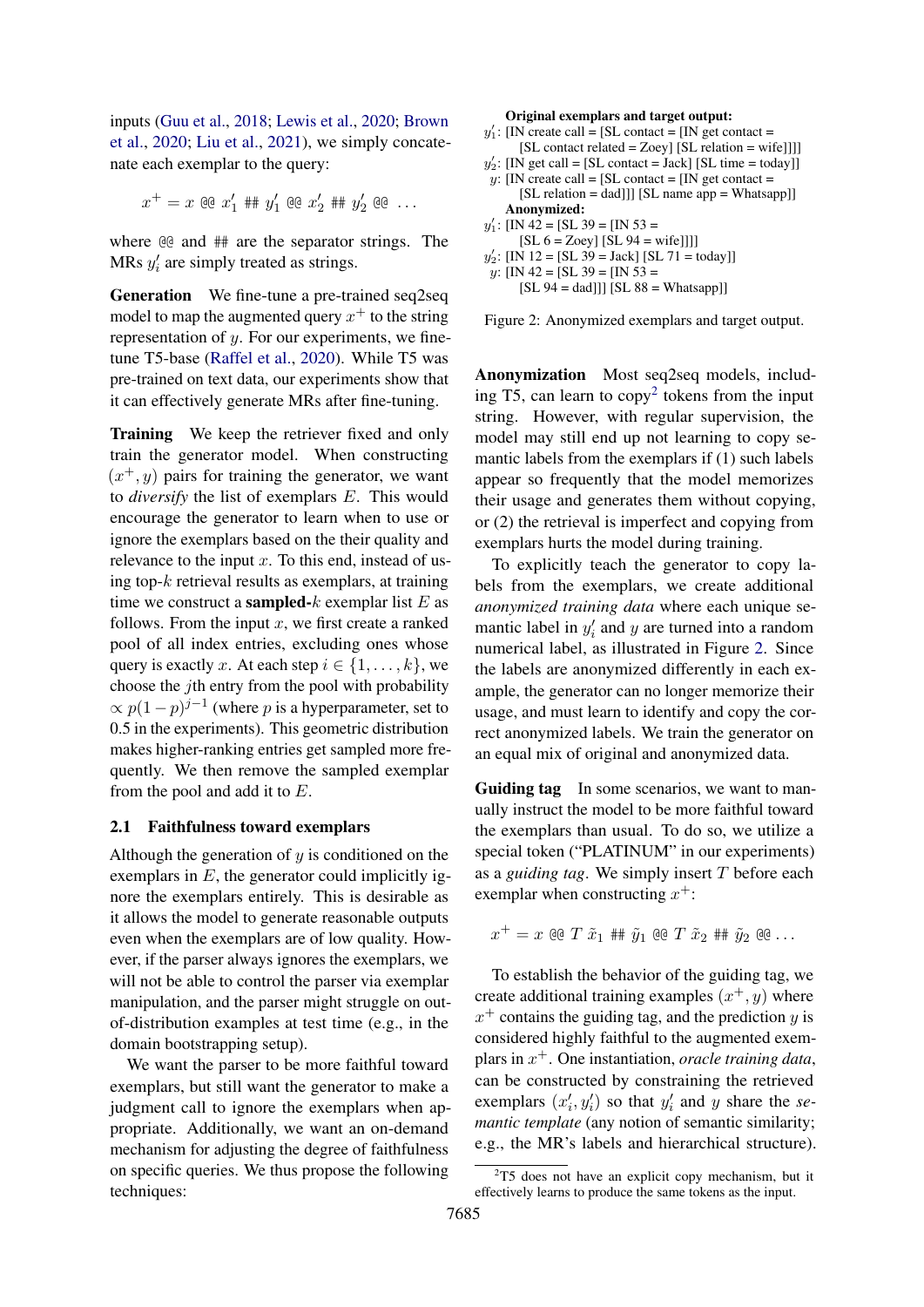inputs (Guu et al., 2018; Lewis et al., 2020; Brown et al., 2020; Liu et al., 2021), we simply concatenate each exemplar to the query:

$$x^+ = x \text{ @@ } x'_1 \text{ ## } y'_1 \text{ @@ } x'_2 \text{ ## } y'_2 \text{ @@ } \ldots$$

where @@ and ## are the separator strings. The MRs $y'_i$ are simply treated as strings.

**Generation** We fine-tune a pre-trained seq2seq model to map the augmented query $x^+$ to the string representation of $y$. For our experiments, we fine-tune T5-base (Raffel et al., 2020). While T5 was pre-trained on text data, our experiments show that it can effectively generate MRs after fine-tuning.

**Training** We keep the retriever fixed and only train the generator model. When constructing $(x^+, y)$ pairs for training the generator, we want to *diversify* the list of exemplars $E$. This would encourage the generator to learn when to use or ignore the exemplars based on the their quality and relevance to the input $x$. To this end, instead of using top-$k$ retrieval results as exemplars, at training time we construct a **sampled-**$k$ exemplar list $E$ as follows. From the input $x$, we first create a ranked pool of all index entries, excluding ones whose query is exactly $x$. At each step $i \in \{1, \ldots, k\}$, we choose the $j$th entry from the pool with probability $\propto p(1-p)^{j-1}$ (where $p$ is a hyperparameter, set to 0.5 in the experiments). This geometric distribution makes higher-ranking entries get sampled more frequently. We then remove the sampled exemplar from the pool and add it to $E$.

### 2.1 Faithfulness toward exemplars

Although the generation of $y$ is conditioned on the exemplars in $E$, the generator could implicitly ignore the exemplars entirely. This is desirable as it allows the model to generate reasonable outputs even when the exemplars are of low quality. However, if the parser always ignores the exemplars, we will not be able to control the parser via exemplar manipulation, and the parser might struggle on out-of-distribution examples at test time (e.g., in the domain bootstrapping setup).

We want the parser to be more faithful toward exemplars, but still want the generator to make a judgment call to ignore the exemplars when appropriate. Additionally, we want an on-demand mechanism for adjusting the degree of faithfulness on specific queries. We thus propose the following techniques:

**Original exemplars and target output:**
$y'_1$: [IN create call = [SL contact = [IN get contact = [SL contact related = Zoey] [SL relation = wife]]]]
$y'_2$: [IN get call = [SL contact = Jack] [SL time = today]]
$y$: [IN create call = [SL contact = [IN get contact = [SL relation = dad]]] [SL name app = Whatsapp]]
**Anonymized:**
$y'_1$: [IN 42 = [SL 39 = [IN 53 = [SL 6 = Zoey] [SL 94 = wife]]]]
$y'_2$: [IN 12 = [SL 39 = Jack] [SL 71 = today]]
$y$: [IN 42 = [SL 39 = [IN 53 = [SL 94 = dad]]] [SL 88 = Whatsapp]]

Figure 2: Anonymized exemplars and target output.

**Anonymization** Most seq2seq models, including T5, can learn to copy[2] tokens from the input string. However, with regular supervision, the model may still end up not learning to copy semantic labels from the exemplars if (1) such labels appear so frequently that the model memorizes their usage and generates them without copying, or (2) the retrieval is imperfect and copying from exemplars hurts the model during training.

To explicitly teach the generator to copy labels from the exemplars, we create additional *anonymized training data* where each unique semantic label in $y'_i$ and $y$ are turned into a random numerical label, as illustrated in Figure 2. Since the labels are anonymized differently in each example, the generator can no longer memorize their usage, and must learn to identify and copy the correct anonymized labels. We train the generator on an equal mix of original and anonymized data.

**Guiding tag** In some scenarios, we want to manually instruct the model to be more faithful toward the exemplars than usual. To do so, we utilize a special token ("PLATINUM" in our experiments) as a *guiding tag*. We simply insert $T$ before each exemplar when constructing $x^+$:

$$x^+ = x \text{ @@ } T\ \tilde{x}_1 \text{ ## } \tilde{y}_1 \text{ @@ } T\ \tilde{x}_2 \text{ ## } \tilde{y}_2 \text{ @@} \ldots$$

To establish the behavior of the guiding tag, we create additional training examples $(x^+, y)$ where $x^+$ contains the guiding tag, and the prediction $y$ is considered highly faithful to the augmented exemplars in $x^+$. One instantiation, *oracle training data*, can be constructed by constraining the retrieved exemplars $(x'_i, y'_i)$ so that $y'_i$ and $y$ share the *semantic template* (any notion of semantic similarity; e.g., the MR's labels and hierarchical structure).

[2]T5 does not have an explicit copy mechanism, but it effectively learns to produce the same tokens as the input.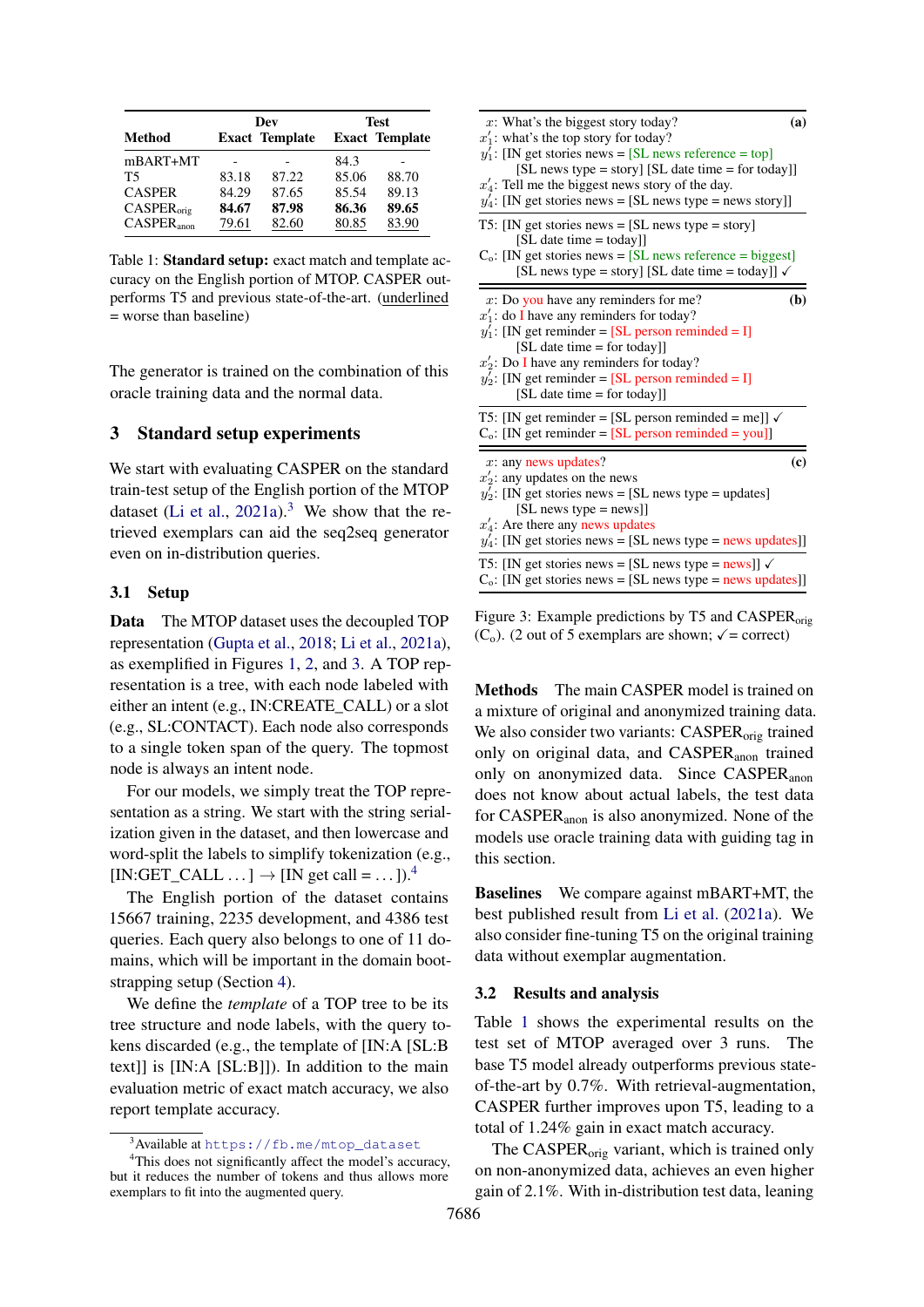| Method | Dev | | Test | |
|---|---|---|---|---|
| | Exact | Template | Exact | Template |
| mBART+MT | - | - | 84.3 | - |
| T5 | 83.18 | 87.22 | 85.06 | 88.70 |
| CASPER | 84.29 | 87.65 | 85.54 | 89.13 |
| $\text{CASPER}_{\text{orig}}$ | **84.67** | **87.98** | **86.36** | **89.65** |
| $\text{CASPER}_{\text{anon}}$ | <u>79.61</u> | <u>82.60</u> | <u>80.85</u> | <u>83.90</u> |

Table 1: **Standard setup:** exact match and template accuracy on the English portion of MTOP. CASPER outperforms T5 and previous state-of-the-art. (underlined = worse than baseline)

The generator is trained on the combination of this oracle training data and the normal data.

## 3 Standard setup experiments

We start with evaluating CASPER on the standard train-test setup of the English portion of the MTOP dataset (Li et al., 2021a).[3] We show that the retrieved exemplars can aid the seq2seq generator even on in-distribution queries.

### 3.1 Setup

**Data** The MTOP dataset uses the decoupled TOP representation (Gupta et al., 2018; Li et al., 2021a), as exemplified in Figures 1, 2, and 3. A TOP representation is a tree, with each node labeled with either an intent (e.g., IN:CREATE_CALL) or a slot (e.g., SL:CONTACT). Each node also corresponds to a single token span of the query. The topmost node is always an intent node.

For our models, we simply treat the TOP representation as a string. We start with the string serialization given in the dataset, and then lowercase and word-split the labels to simplify tokenization (e.g., [IN:GET_CALL ... ] → [IN get call = ... ]).[4]

The English portion of the dataset contains 15667 training, 2235 development, and 4386 test queries. Each query also belongs to one of 11 domains, which will be important in the domain bootstrapping setup (Section 4).

We define the *template* of a TOP tree to be its tree structure and node labels, with the query tokens discarded (e.g., the template of [IN:A [SL:B text]] is [IN:A [SL:B]]). In addition to the main evaluation metric of exact match accuracy, we also report template accuracy.

[3] Available at https://fb.me/mtop_dataset

[4] This does not significantly affect the model's accuracy, but it reduces the number of tokens and thus allows more exemplars to fit into the augmented query.

**(a)**

$x$: What's the biggest story today?
$x'_1$: what's the top story for today?
$y'_1$: [IN get stories news = [SL news reference = top] [SL news type = story] [SL date time = for today]]
$x'_4$: Tell me the biggest news story of the day.
$y'_4$: [IN get stories news = [SL news type = news story]]

T5: [IN get stories news = [SL news type = story] [SL date time = today]]
$\text{C}_\text{o}$: [IN get stories news = [SL news reference = biggest] [SL news type = story] [SL date time = today]] ✓

**(b)**

$x$: Do you have any reminders for me?
$x'_1$: do I have any reminders for today?
$y'_1$: [IN get reminder = [SL person reminded = I] [SL date time = for today]]
$x'_2$: Do I have any reminders for today?
$y'_2$: [IN get reminder = [SL person reminded = I] [SL date time = for today]]

T5: [IN get reminder = [SL person reminded = me]] ✓
$\text{C}_\text{o}$: [IN get reminder = [SL person reminded = you]]

**(c)**

$x$: any news updates?
$x'_2$: any updates on the news
$y'_2$: [IN get stories news = [SL news type = updates] [SL news type = news]]
$x'_4$: Are there any news updates
$y'_4$: [IN get stories news = [SL news type = news updates]]

T5: [IN get stories news = [SL news type = news]] ✓
$\text{C}_\text{o}$: [IN get stories news = [SL news type = news updates]]

Figure 3: Example predictions by T5 and $\text{CASPER}_{\text{orig}}$ ($\text{C}_\text{o}$). (2 out of 5 exemplars are shown; ✓= correct)

**Methods** The main CASPER model is trained on a mixture of original and anonymized training data. We also consider two variants: $\text{CASPER}_{\text{orig}}$ trained only on original data, and $\text{CASPER}_{\text{anon}}$ trained only on anonymized data. Since $\text{CASPER}_{\text{anon}}$ does not know about actual labels, the test data for $\text{CASPER}_{\text{anon}}$ is also anonymized. None of the models use oracle training data with guiding tag in this section.

**Baselines** We compare against mBART+MT, the best published result from Li et al. (2021a). We also consider fine-tuning T5 on the original training data without exemplar augmentation.

### 3.2 Results and analysis

Table 1 shows the experimental results on the test set of MTOP averaged over 3 runs. The base T5 model already outperforms previous state-of-the-art by 0.7%. With retrieval-augmentation, CASPER further improves upon T5, leading to a total of 1.24% gain in exact match accuracy.

The $\text{CASPER}_{\text{orig}}$ variant, which is trained only on non-anonymized data, achieves an even higher gain of 2.1%. With in-distribution test data, leaning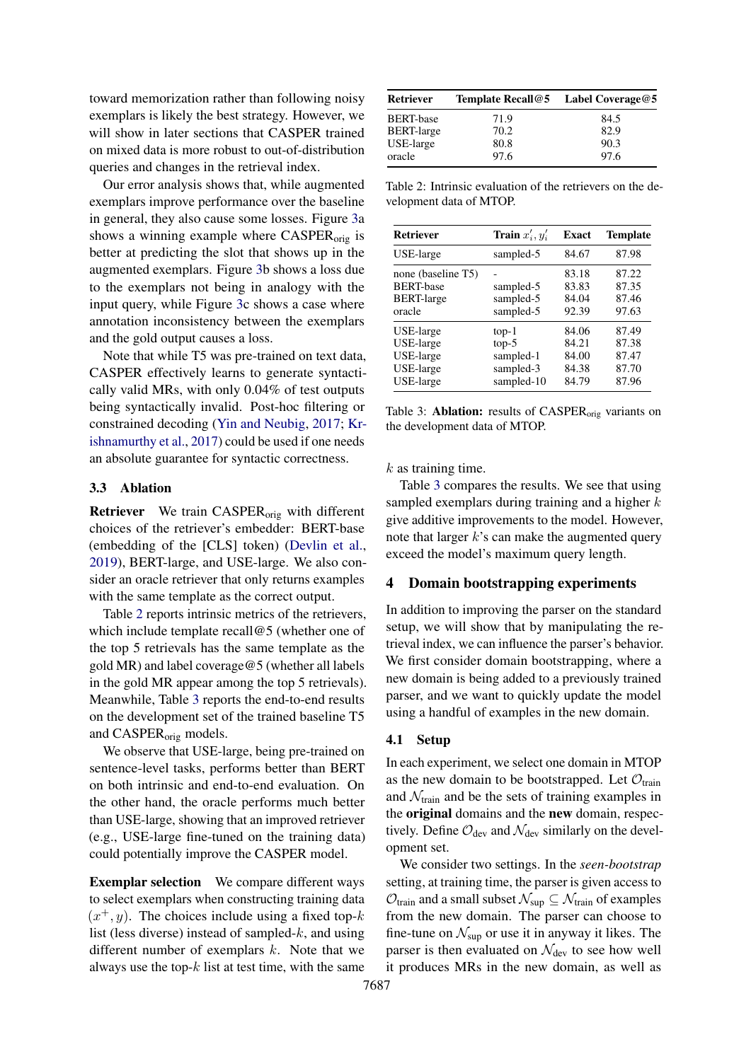toward memorization rather than following noisy exemplars is likely the best strategy. However, we will show in later sections that CASPER trained on mixed data is more robust to out-of-distribution queries and changes in the retrieval index.

Our error analysis shows that, while augmented exemplars improve performance over the baseline in general, they also cause some losses. Figure 3a shows a winning example where $\text{CASPER}_{\text{orig}}$ is better at predicting the slot that shows up in the augmented exemplars. Figure 3b shows a loss due to the exemplars not being in analogy with the input query, while Figure 3c shows a case where annotation inconsistency between the exemplars and the gold output causes a loss.

Note that while T5 was pre-trained on text data, CASPER effectively learns to generate syntactically valid MRs, with only 0.04% of test outputs being syntactically invalid. Post-hoc filtering or constrained decoding (Yin and Neubig, 2017; Krishnamurthy et al., 2017) could be used if one needs an absolute guarantee for syntactic correctness.

### 3.3 Ablation

**Retriever** We train $\text{CASPER}_{\text{orig}}$ with different choices of the retriever's embedder: BERT-base (embedding of the [CLS] token) (Devlin et al., 2019), BERT-large, and USE-large. We also consider an oracle retriever that only returns examples with the same template as the correct output.

Table 2 reports intrinsic metrics of the retrievers, which include template recall@5 (whether one of the top 5 retrievals has the same template as the gold MR) and label coverage@5 (whether all labels in the gold MR appear among the top 5 retrievals). Meanwhile, Table 3 reports the end-to-end results on the development set of the trained baseline T5 and $\text{CASPER}_{\text{orig}}$ models.

We observe that USE-large, being pre-trained on sentence-level tasks, performs better than BERT on both intrinsic and end-to-end evaluation. On the other hand, the oracle performs much better than USE-large, showing that an improved retriever (e.g., USE-large fine-tuned on the training data) could potentially improve the CASPER model.

**Exemplar selection** We compare different ways to select exemplars when constructing training data $(x^+, y)$. The choices include using a fixed top-$k$ list (less diverse) instead of sampled-$k$, and using different number of exemplars $k$. Note that we always use the top-$k$ list at test time, with the same $k$ as training time.

| Retriever | Template Recall@5 | Label Coverage@5 |
|---|---|---|
| BERT-base | 71.9 | 84.5 |
| BERT-large | 70.2 | 82.9 |
| USE-large | 80.8 | 90.3 |
| oracle | 97.6 | 97.6 |

Table 2: Intrinsic evaluation of the retrievers on the development data of MTOP.

| Retriever | Train $x'_i, y'_i$ | Exact | Template |
|---|---|---|---|
| USE-large | sampled-5 | 84.67 | 87.98 |
| none (baseline T5) | - | 83.18 | 87.22 |
| BERT-base | sampled-5 | 83.83 | 87.35 |
| BERT-large | sampled-5 | 84.04 | 87.46 |
| oracle | sampled-5 | 92.39 | 97.63 |
| USE-large | top-1 | 84.06 | 87.49 |
| USE-large | top-5 | 84.21 | 87.38 |
| USE-large | sampled-1 | 84.00 | 87.47 |
| USE-large | sampled-3 | 84.38 | 87.70 |
| USE-large | sampled-10 | 84.79 | 87.96 |

Table 3: **Ablation:** results of $\text{CASPER}_{\text{orig}}$ variants on the development data of MTOP.

Table 3 compares the results. We see that using sampled exemplars during training and a higher $k$ give additive improvements to the model. However, note that larger $k$'s can make the augmented query exceed the model's maximum query length.

## 4 Domain bootstrapping experiments

In addition to improving the parser on the standard setup, we will show that by manipulating the retrieval index, we can influence the parser's behavior. We first consider domain bootstrapping, where a new domain is being added to a previously trained parser, and we want to quickly update the model using a handful of examples in the new domain.

### 4.1 Setup

In each experiment, we select one domain in MTOP as the new domain to be bootstrapped. Let $\mathcal{O}_{\text{train}}$ and $\mathcal{N}_{\text{train}}$ and be the sets of training examples in the **original** domains and the **new** domain, respectively. Define $\mathcal{O}_{\text{dev}}$ and $\mathcal{N}_{\text{dev}}$ similarly on the development set.

We consider two settings. In the *seen-bootstrap* setting, at training time, the parser is given access to $\mathcal{O}_{\text{train}}$ and a small subset $\mathcal{N}_{\text{sup}} \subseteq \mathcal{N}_{\text{train}}$ of examples from the new domain. The parser can choose to fine-tune on $\mathcal{N}_{\text{sup}}$ or use it in anyway it likes. The parser is then evaluated on $\mathcal{N}_{\text{dev}}$ to see how well it produces MRs in the new domain, as well as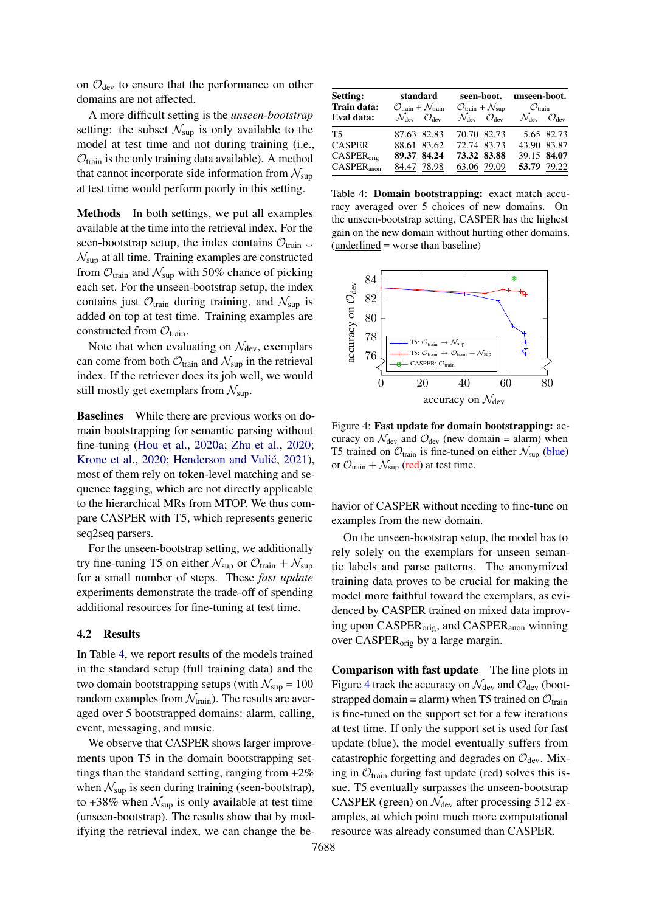on $\mathcal{O}_{\text{dev}}$ to ensure that the performance on other domains are not affected.

A more difficult setting is the *unseen-bootstrap* setting: the subset $\mathcal{N}_{\text{sup}}$ is only available to the model at test time and not during training (i.e., $\mathcal{O}_{\text{train}}$ is the only training data available). A method that cannot incorporate side information from $\mathcal{N}_{\text{sup}}$ at test time would perform poorly in this setting.

**Methods** In both settings, we put all examples available at the time into the retrieval index. For the seen-bootstrap setup, the index contains $\mathcal{O}_{\text{train}} \cup \mathcal{N}_{\text{sup}}$ at all time. Training examples are constructed from $\mathcal{O}_{\text{train}}$ and $\mathcal{N}_{\text{sup}}$ with 50% chance of picking each set. For the unseen-bootstrap setup, the index contains just $\mathcal{O}_{\text{train}}$ during training, and $\mathcal{N}_{\text{sup}}$ is added on top at test time. Training examples are constructed from $\mathcal{O}_{\text{train}}$.

Note that when evaluating on $\mathcal{N}_{\text{dev}}$, exemplars can come from both $\mathcal{O}_{\text{train}}$ and $\mathcal{N}_{\text{sup}}$ in the retrieval index. If the retriever does its job well, we would still mostly get exemplars from $\mathcal{N}_{\text{sup}}$.

**Baselines** While there are previous works on domain bootstrapping for semantic parsing without fine-tuning (Hou et al., 2020a; Zhu et al., 2020; Krone et al., 2020; Henderson and Vulić, 2021), most of them rely on token-level matching and sequence tagging, which are not directly applicable to the hierarchical MRs from MTOP. We thus compare CASPER with T5, which represents generic seq2seq parsers.

For the unseen-bootstrap setting, we additionally try fine-tuning T5 on either $\mathcal{N}_{\text{sup}}$ or $\mathcal{O}_{\text{train}} + \mathcal{N}_{\text{sup}}$ for a small number of steps. These *fast update* experiments demonstrate the trade-off of spending additional resources for fine-tuning at test time.

## 4.2 Results

In Table 4, we report results of the models trained in the standard setup (full training data) and the two domain bootstrapping setups (with $\mathcal{N}_{\text{sup}}$ = 100 random examples from $\mathcal{N}_{\text{train}}$). The results are averaged over 5 bootstrapped domains: alarm, calling, event, messaging, and music.

We observe that CASPER shows larger improvements upon T5 in the domain bootstrapping settings than the standard setting, ranging from +2% when $\mathcal{N}_{\text{sup}}$ is seen during training (seen-bootstrap), to +38% when $\mathcal{N}_{\text{sup}}$ is only available at test time (unseen-bootstrap). The results show that by modifying the retrieval index, we can change the behavior of CASPER without needing to fine-tune on examples from the new domain.

| **Setting:** | **standard** | | **seen-boot.** | | **unseen-boot.** | |
|---|---|---|---|---|---|---|
| **Train data:** | $\mathcal{O}_{\text{train}} + \mathcal{N}_{\text{train}}$ | | $\mathcal{O}_{\text{train}} + \mathcal{N}_{\text{sup}}$ | | $\mathcal{O}_{\text{train}}$ | |
| **Eval data:** | $\mathcal{N}_{\text{dev}}$ | $\mathcal{O}_{\text{dev}}$ | $\mathcal{N}_{\text{dev}}$ | $\mathcal{O}_{\text{dev}}$ | $\mathcal{N}_{\text{dev}}$ | $\mathcal{O}_{\text{dev}}$ |
| T5 | 87.63 | 82.83 | 70.70 | 82.73 | 5.65 | 82.73 |
| CASPER | 88.61 | 83.62 | 72.74 | 83.73 | 43.90 | 83.87 |
| CASPER$_{\text{orig}}$ | **89.37** | **84.24** | **73.32** | **83.88** | 39.15 | **84.07** |
| CASPER$_{\text{anon}}$ | <u>84.47</u> | <u>78.98</u> | <u>63.06</u> | <u>79.09</u> | **53.79** | <u>79.22</u> |

Table 4: **Domain bootstrapping:** exact match accuracy averaged over 5 choices of new domains. On the unseen-bootstrap setting, CASPER has the highest gain on the new domain without hurting other domains. (<u>underlined</u> = worse than baseline)

Figure 4: **Fast update for domain bootstrapping:** accuracy on $\mathcal{N}_{\text{dev}}$ and $\mathcal{O}_{\text{dev}}$ (new domain = alarm) when T5 trained on $\mathcal{O}_{\text{train}}$ is fine-tuned on either $\mathcal{N}_{\text{sup}}$ (blue) or $\mathcal{O}_{\text{train}} + \mathcal{N}_{\text{sup}}$ (red) at test time.

On the unseen-bootstrap setup, the model has to rely solely on the exemplars for unseen semantic labels and parse patterns. The anonymized training data proves to be crucial for making the model more faithful toward the exemplars, as evidenced by CASPER trained on mixed data improving upon CASPER$_{\text{orig}}$, and CASPER$_{\text{anon}}$ winning over CASPER$_{\text{orig}}$ by a large margin.

**Comparison with fast update** The line plots in Figure 4 track the accuracy on $\mathcal{N}_{\text{dev}}$ and $\mathcal{O}_{\text{dev}}$ (bootstrapped domain = alarm) when T5 trained on $\mathcal{O}_{\text{train}}$ is fine-tuned on the support set for a few iterations at test time. If only the support set is used for fast update (blue), the model eventually suffers from catastrophic forgetting and degrades on $\mathcal{O}_{\text{dev}}$. Mixing in $\mathcal{O}_{\text{train}}$ during fast update (red) solves this issue. T5 eventually surpasses the unseen-bootstrap CASPER (green) on $\mathcal{N}_{\text{dev}}$ after processing 512 examples, at which point much more computational resource was already consumed than CASPER.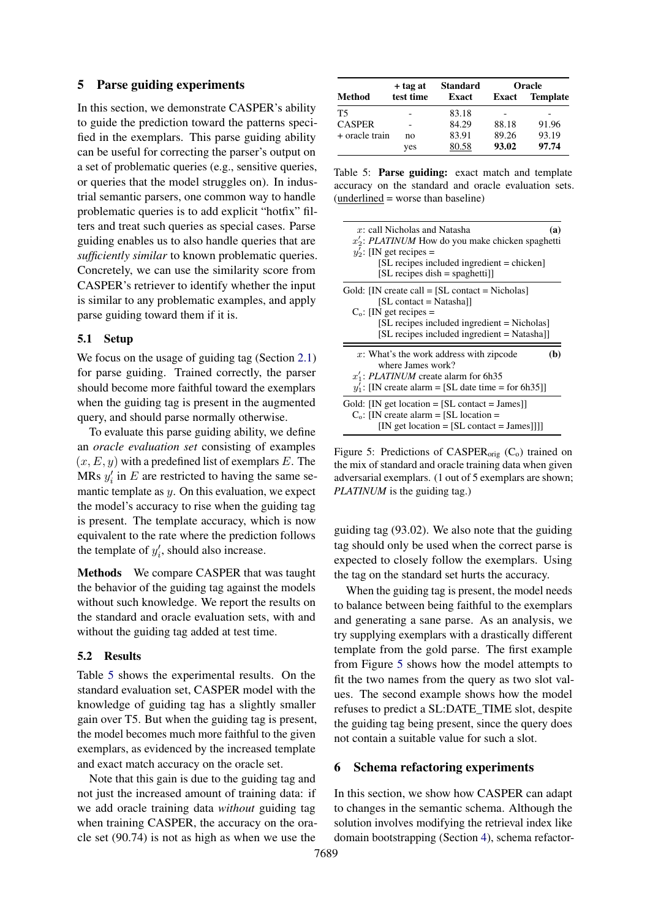## 5 Parse guiding experiments

In this section, we demonstrate CASPER's ability to guide the prediction toward the patterns specified in the exemplars. This parse guiding ability can be useful for correcting the parser's output on a set of problematic queries (e.g., sensitive queries, or queries that the model struggles on). In industrial semantic parsers, one common way to handle problematic queries is to add explicit "hotfix" filters and treat such queries as special cases. Parse guiding enables us to also handle queries that are *sufficiently similar* to known problematic queries. Concretely, we can use the similarity score from CASPER's retriever to identify whether the input is similar to any problematic examples, and apply parse guiding toward them if it is.

### 5.1 Setup

We focus on the usage of guiding tag (Section 2.1) for parse guiding. Trained correctly, the parser should become more faithful toward the exemplars when the guiding tag is present in the augmented query, and should parse normally otherwise.

To evaluate this parse guiding ability, we define an *oracle evaluation set* consisting of examples $(x, E, y)$ with a predefined list of exemplars $E$. The MRs $y'_i$ in $E$ are restricted to having the same semantic template as $y$. On this evaluation, we expect the model's accuracy to rise when the guiding tag is present. The template accuracy, which is now equivalent to the rate where the prediction follows the template of $y'_i$, should also increase.

**Methods** We compare CASPER that was taught the behavior of the guiding tag against the models without such knowledge. We report the results on the standard and oracle evaluation sets, with and without the guiding tag added at test time.

### 5.2 Results

Table 5 shows the experimental results. On the standard evaluation set, CASPER model with the knowledge of guiding tag has a slightly smaller gain over T5. But when the guiding tag is present, the model becomes much more faithful to the given exemplars, as evidenced by the increased template and exact match accuracy on the oracle set.

Note that this gain is due to the guiding tag and not just the increased amount of training data: if we add oracle training data *without* guiding tag when training CASPER, the accuracy on the oracle set (90.74) is not as high as when we use the guiding tag (93.02). We also note that the guiding tag should only be used when the correct parse is expected to closely follow the exemplars. Using the tag on the standard set hurts the accuracy.

| Method | + tag at test time | Standard Exact | Oracle Exact | Oracle Template |
|---|---|---|---|---|
| T5 | - | 83.18 | - | - |
| CASPER | - | 84.29 | 88.18 | 91.96 |
| + oracle train | no | 83.91 | 89.26 | 93.19 |
| | yes | <u>80.58</u> | **93.02** | **97.74** |

Table 5: **Parse guiding:** exact match and template accuracy on the standard and oracle evaluation sets. (<u>underlined</u> = worse than baseline)

**(a)**
$x$: call Nicholas and Natasha
$x'_2$: *PLATINUM* How do you make chicken spaghetti
$y'_2$: [IN get recipes = [SL recipes included ingredient = chicken] [SL recipes dish = spaghetti]]

Gold: [IN create call = [SL contact = Nicholas] [SL contact = Natasha]]
$C_o$: [IN get recipes = [SL recipes included ingredient = Nicholas] [SL recipes included ingredient = Natasha]]

**(b)**
$x$: What's the work address with zipcode where James work?
$x'_1$: *PLATINUM* create alarm for 6h35
$y'_1$: [IN create alarm = [SL date time = for 6h35]]

Gold: [IN get location = [SL contact = James]]
$C_o$: [IN create alarm = [SL location = [IN get location = [SL contact = James]]]]

Figure 5: Predictions of $\text{CASPER}_{\text{orig}}$ ($C_o$) trained on the mix of standard and oracle training data when given adversarial exemplars. (1 out of 5 exemplars are shown; *PLATINUM* is the guiding tag.)

When the guiding tag is present, the model needs to balance between being faithful to the exemplars and generating a sane parse. As an analysis, we try supplying exemplars with a drastically different template from the gold parse. The first example from Figure 5 shows how the model attempts to fit the two names from the query as two slot values. The second example shows how the model refuses to predict a SL:DATE_TIME slot, despite the guiding tag being present, since the query does not contain a suitable value for such a slot.

## 6 Schema refactoring experiments

In this section, we show how CASPER can adapt to changes in the semantic schema. Although the solution involves modifying the retrieval index like domain bootstrapping (Section 4), schema refactor-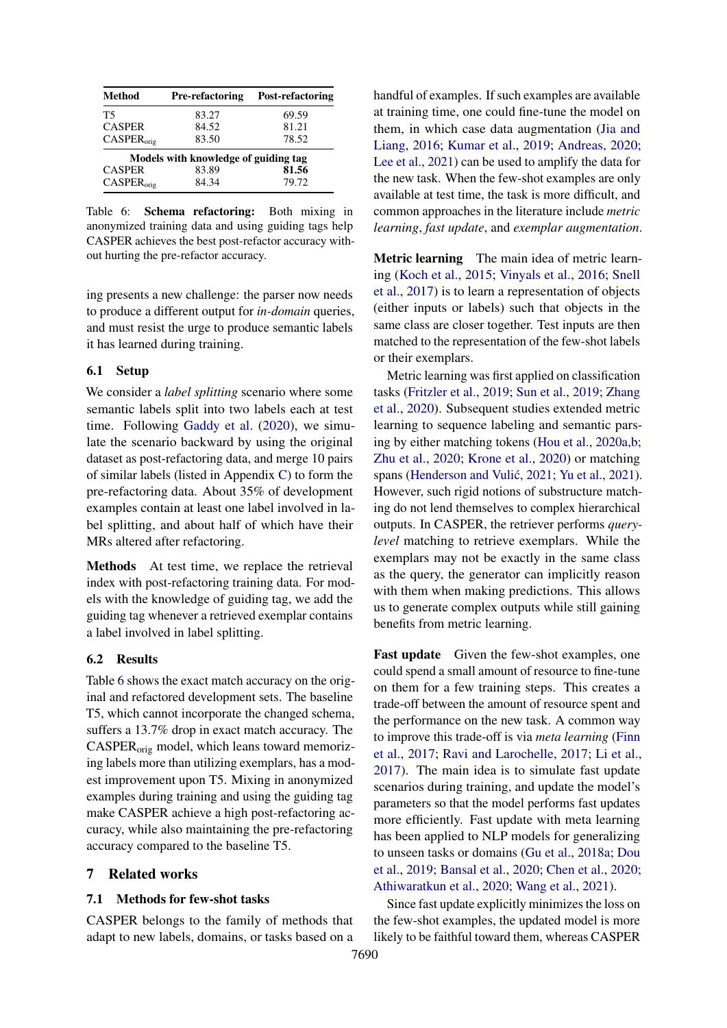| Method | Pre-refactoring | Post-refactoring |
|---|---|---|
| T5 | 83.27 | 69.59 |
| CASPER | 84.52 | 81.21 |
| $\text{CASPER}_{\text{orig}}$ | 83.50 | 78.52 |
| *Models with knowledge of guiding tag* | | |
| CASPER | 83.89 | **81.56** |
| $\text{CASPER}_{\text{orig}}$ | 84.34 | 79.72 |

Table 6: **Schema refactoring:** Both mixing in anonymized training data and using guiding tags help CASPER achieves the best post-refactor accuracy without hurting the pre-refactor accuracy.

ing presents a new challenge: the parser now needs to produce a different output for *in-domain* queries, and must resist the urge to produce semantic labels it has learned during training.

### 6.1 Setup

We consider a *label splitting* scenario where some semantic labels split into two labels each at test time. Following Gaddy et al. (2020), we simulate the scenario backward by using the original dataset as post-refactoring data, and merge 10 pairs of similar labels (listed in Appendix C) to form the pre-refactoring data. About 35% of development examples contain at least one label involved in label splitting, and about half of which have their MRs altered after refactoring.

**Methods** At test time, we replace the retrieval index with post-refactoring training data. For models with the knowledge of guiding tag, we add the guiding tag whenever a retrieved exemplar contains a label involved in label splitting.

### 6.2 Results

Table 6 shows the exact match accuracy on the original and refactored development sets. The baseline T5, which cannot incorporate the changed schema, suffers a 13.7% drop in exact match accuracy. The $\text{CASPER}_{\text{orig}}$ model, which leans toward memorizing labels more than utilizing exemplars, has a modest improvement upon T5. Mixing in anonymized examples during training and using the guiding tag make CASPER achieve a high post-refactoring accuracy, while also maintaining the pre-refactoring accuracy compared to the baseline T5.

## 7 Related works

### 7.1 Methods for few-shot tasks

CASPER belongs to the family of methods that adapt to new labels, domains, or tasks based on a handful of examples. If such examples are available at training time, one could fine-tune the model on them, in which case data augmentation (Jia and Liang, 2016; Kumar et al., 2019; Andreas, 2020; Lee et al., 2021) can be used to amplify the data for the new task. When the few-shot examples are only available at test time, the task is more difficult, and common approaches in the literature include *metric learning*, *fast update*, and *exemplar augmentation*.

**Metric learning** The main idea of metric learning (Koch et al., 2015; Vinyals et al., 2016; Snell et al., 2017) is to learn a representation of objects (either inputs or labels) such that objects in the same class are closer together. Test inputs are then matched to the representation of the few-shot labels or their exemplars.

Metric learning was first applied on classification tasks (Fritzler et al., 2019; Sun et al., 2019; Zhang et al., 2020). Subsequent studies extended metric learning to sequence labeling and semantic parsing by either matching tokens (Hou et al., 2020a,b; Zhu et al., 2020; Krone et al., 2020) or matching spans (Henderson and Vulić, 2021; Yu et al., 2021). However, such rigid notions of substructure matching do not lend themselves to complex hierarchical outputs. In CASPER, the retriever performs *query-level* matching to retrieve exemplars. While the exemplars may not be exactly in the same class as the query, the generator can implicitly reason with them when making predictions. This allows us to generate complex outputs while still gaining benefits from metric learning.

**Fast update** Given the few-shot examples, one could spend a small amount of resource to fine-tune on them for a few training steps. This creates a trade-off between the amount of resource spent and the performance on the new task. A common way to improve this trade-off is via *meta learning* (Finn et al., 2017; Ravi and Larochelle, 2017; Li et al., 2017). The main idea is to simulate fast update scenarios during training, and update the model's parameters so that the model performs fast updates more efficiently. Fast update with meta learning has been applied to NLP models for generalizing to unseen tasks or domains (Gu et al., 2018a; Dou et al., 2019; Bansal et al., 2020; Chen et al., 2020; Athiwaratkun et al., 2020; Wang et al., 2021).

Since fast update explicitly minimizes the loss on the few-shot examples, the updated model is more likely to be faithful toward them, whereas CASPER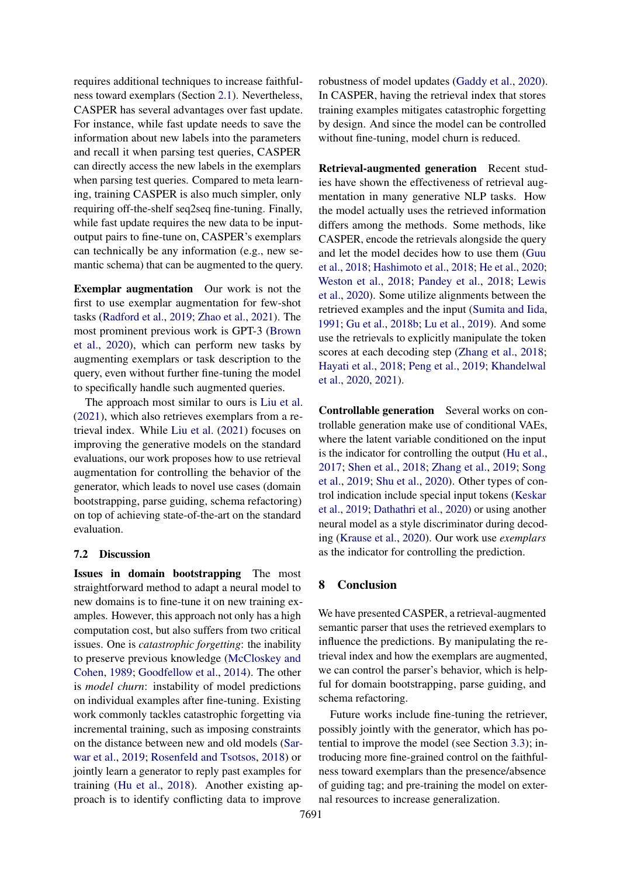requires additional techniques to increase faithfulness toward exemplars (Section 2.1). Nevertheless, CASPER has several advantages over fast update. For instance, while fast update needs to save the information about new labels into the parameters and recall it when parsing test queries, CASPER can directly access the new labels in the exemplars when parsing test queries. Compared to meta learning, training CASPER is also much simpler, only requiring off-the-shelf seq2seq fine-tuning. Finally, while fast update requires the new data to be input-output pairs to fine-tune on, CASPER's exemplars can technically be any information (e.g., new semantic schema) that can be augmented to the query.

**Exemplar augmentation** Our work is not the first to use exemplar augmentation for few-shot tasks (Radford et al., 2019; Zhao et al., 2021). The most prominent previous work is GPT-3 (Brown et al., 2020), which can perform new tasks by augmenting exemplars or task description to the query, even without further fine-tuning the model to specifically handle such augmented queries.

The approach most similar to ours is Liu et al. (2021), which also retrieves exemplars from a retrieval index. While Liu et al. (2021) focuses on improving the generative models on the standard evaluations, our work proposes how to use retrieval augmentation for controlling the behavior of the generator, which leads to novel use cases (domain bootstrapping, parse guiding, schema refactoring) on top of achieving state-of-the-art on the standard evaluation.

## 7.2 Discussion

**Issues in domain bootstrapping** The most straightforward method to adapt a neural model to new domains is to fine-tune it on new training examples. However, this approach not only has a high computation cost, but also suffers from two critical issues. One is *catastrophic forgetting*: the inability to preserve previous knowledge (McCloskey and Cohen, 1989; Goodfellow et al., 2014). The other is *model churn*: instability of model predictions on individual examples after fine-tuning. Existing work commonly tackles catastrophic forgetting via incremental training, such as imposing constraints on the distance between new and old models (Sarwar et al., 2019; Rosenfeld and Tsotsos, 2018) or jointly learn a generator to reply past examples for training (Hu et al., 2018). Another existing approach is to identify conflicting data to improve robustness of model updates (Gaddy et al., 2020). In CASPER, having the retrieval index that stores training examples mitigates catastrophic forgetting by design. And since the model can be controlled without fine-tuning, model churn is reduced.

**Retrieval-augmented generation** Recent studies have shown the effectiveness of retrieval augmentation in many generative NLP tasks. How the model actually uses the retrieved information differs among the methods. Some methods, like CASPER, encode the retrievals alongside the query and let the model decides how to use them (Guu et al., 2018; Hashimoto et al., 2018; He et al., 2020; Weston et al., 2018; Pandey et al., 2018; Lewis et al., 2020). Some utilize alignments between the retrieved examples and the input (Sumita and Iida, 1991; Gu et al., 2018b; Lu et al., 2019). And some use the retrievals to explicitly manipulate the token scores at each decoding step (Zhang et al., 2018; Hayati et al., 2018; Peng et al., 2019; Khandelwal et al., 2020, 2021).

**Controllable generation** Several works on controllable generation make use of conditional VAEs, where the latent variable conditioned on the input is the indicator for controlling the output (Hu et al., 2017; Shen et al., 2018; Zhang et al., 2019; Song et al., 2019; Shu et al., 2020). Other types of control indication include special input tokens (Keskar et al., 2019; Dathathri et al., 2020) or using another neural model as a style discriminator during decoding (Krause et al., 2020). Our work use *exemplars* as the indicator for controlling the prediction.

# 8 Conclusion

We have presented CASPER, a retrieval-augmented semantic parser that uses the retrieved exemplars to influence the predictions. By manipulating the retrieval index and how the exemplars are augmented, we can control the parser's behavior, which is helpful for domain bootstrapping, parse guiding, and schema refactoring.

Future works include fine-tuning the retriever, possibly jointly with the generator, which has potential to improve the model (see Section 3.3); introducing more fine-grained control on the faithfulness toward exemplars than the presence/absence of guiding tag; and pre-training the model on external resources to increase generalization.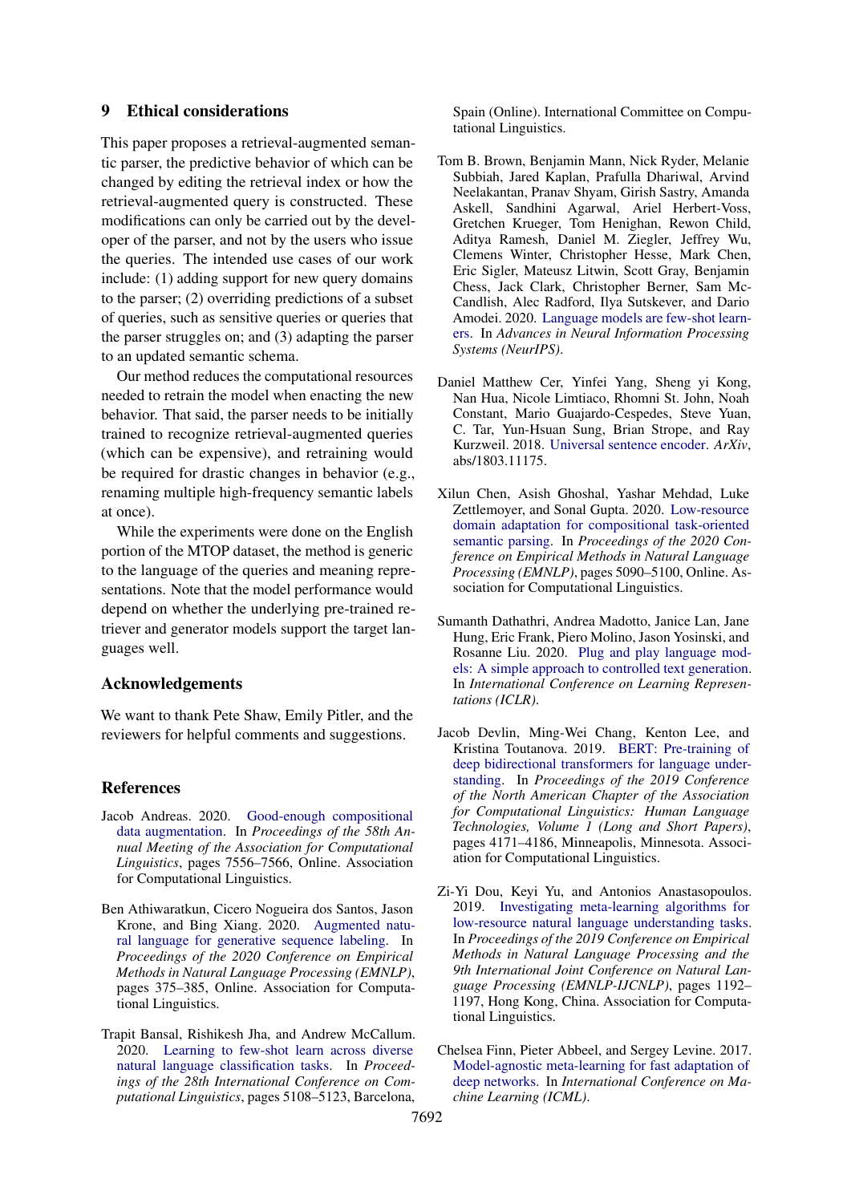## 9 Ethical considerations

This paper proposes a retrieval-augmented semantic parser, the predictive behavior of which can be changed by editing the retrieval index or how the retrieval-augmented query is constructed. These modifications can only be carried out by the developer of the parser, and not by the users who issue the queries. The intended use cases of our work include: (1) adding support for new query domains to the parser; (2) overriding predictions of a subset of queries, such as sensitive queries or queries that the parser struggles on; and (3) adapting the parser to an updated semantic schema.

Our method reduces the computational resources needed to retrain the model when enacting the new behavior. That said, the parser needs to be initially trained to recognize retrieval-augmented queries (which can be expensive), and retraining would be required for drastic changes in behavior (e.g., renaming multiple high-frequency semantic labels at once).

While the experiments were done on the English portion of the MTOP dataset, the method is generic to the language of the queries and meaning representations. Note that the model performance would depend on whether the underlying pre-trained retriever and generator models support the target languages well.

## Acknowledgements

We want to thank Pete Shaw, Emily Pitler, and the reviewers for helpful comments and suggestions.

## References

Jacob Andreas. 2020. Good-enough compositional data augmentation. In *Proceedings of the 58th Annual Meeting of the Association for Computational Linguistics*, pages 7556–7566, Online. Association for Computational Linguistics.

Ben Athiwaratkun, Cicero Nogueira dos Santos, Jason Krone, and Bing Xiang. 2020. Augmented natural language for generative sequence labeling. In *Proceedings of the 2020 Conference on Empirical Methods in Natural Language Processing (EMNLP)*, pages 375–385, Online. Association for Computational Linguistics.

Trapit Bansal, Rishikesh Jha, and Andrew McCallum. 2020. Learning to few-shot learn across diverse natural language classification tasks. In *Proceedings of the 28th International Conference on Computational Linguistics*, pages 5108–5123, Barcelona, Spain (Online). International Committee on Computational Linguistics.

Tom B. Brown, Benjamin Mann, Nick Ryder, Melanie Subbiah, Jared Kaplan, Prafulla Dhariwal, Arvind Neelakantan, Pranav Shyam, Girish Sastry, Amanda Askell, Sandhini Agarwal, Ariel Herbert-Voss, Gretchen Krueger, Tom Henighan, Rewon Child, Aditya Ramesh, Daniel M. Ziegler, Jeffrey Wu, Clemens Winter, Christopher Hesse, Mark Chen, Eric Sigler, Mateusz Litwin, Scott Gray, Benjamin Chess, Jack Clark, Christopher Berner, Sam McCandlish, Alec Radford, Ilya Sutskever, and Dario Amodei. 2020. Language models are few-shot learners. In *Advances in Neural Information Processing Systems (NeurIPS)*.

Daniel Matthew Cer, Yinfei Yang, Sheng yi Kong, Nan Hua, Nicole Limtiaco, Rhomni St. John, Noah Constant, Mario Guajardo-Cespedes, Steve Yuan, C. Tar, Yun-Hsuan Sung, Brian Strope, and Ray Kurzweil. 2018. Universal sentence encoder. *ArXiv*, abs/1803.11175.

Xilun Chen, Asish Ghoshal, Yashar Mehdad, Luke Zettlemoyer, and Sonal Gupta. 2020. Low-resource domain adaptation for compositional task-oriented semantic parsing. In *Proceedings of the 2020 Conference on Empirical Methods in Natural Language Processing (EMNLP)*, pages 5090–5100, Online. Association for Computational Linguistics.

Sumanth Dathathri, Andrea Madotto, Janice Lan, Jane Hung, Eric Frank, Piero Molino, Jason Yosinski, and Rosanne Liu. 2020. Plug and play language models: A simple approach to controlled text generation. In *International Conference on Learning Representations (ICLR)*.

Jacob Devlin, Ming-Wei Chang, Kenton Lee, and Kristina Toutanova. 2019. BERT: Pre-training of deep bidirectional transformers for language understanding. In *Proceedings of the 2019 Conference of the North American Chapter of the Association for Computational Linguistics: Human Language Technologies, Volume 1 (Long and Short Papers)*, pages 4171–4186, Minneapolis, Minnesota. Association for Computational Linguistics.

Zi-Yi Dou, Keyi Yu, and Antonios Anastasopoulos. 2019. Investigating meta-learning algorithms for low-resource natural language understanding tasks. In *Proceedings of the 2019 Conference on Empirical Methods in Natural Language Processing and the 9th International Joint Conference on Natural Language Processing (EMNLP-IJCNLP)*, pages 1192–1197, Hong Kong, China. Association for Computational Linguistics.

Chelsea Finn, Pieter Abbeel, and Sergey Levine. 2017. Model-agnostic meta-learning for fast adaptation of deep networks. In *International Conference on Machine Learning (ICML)*.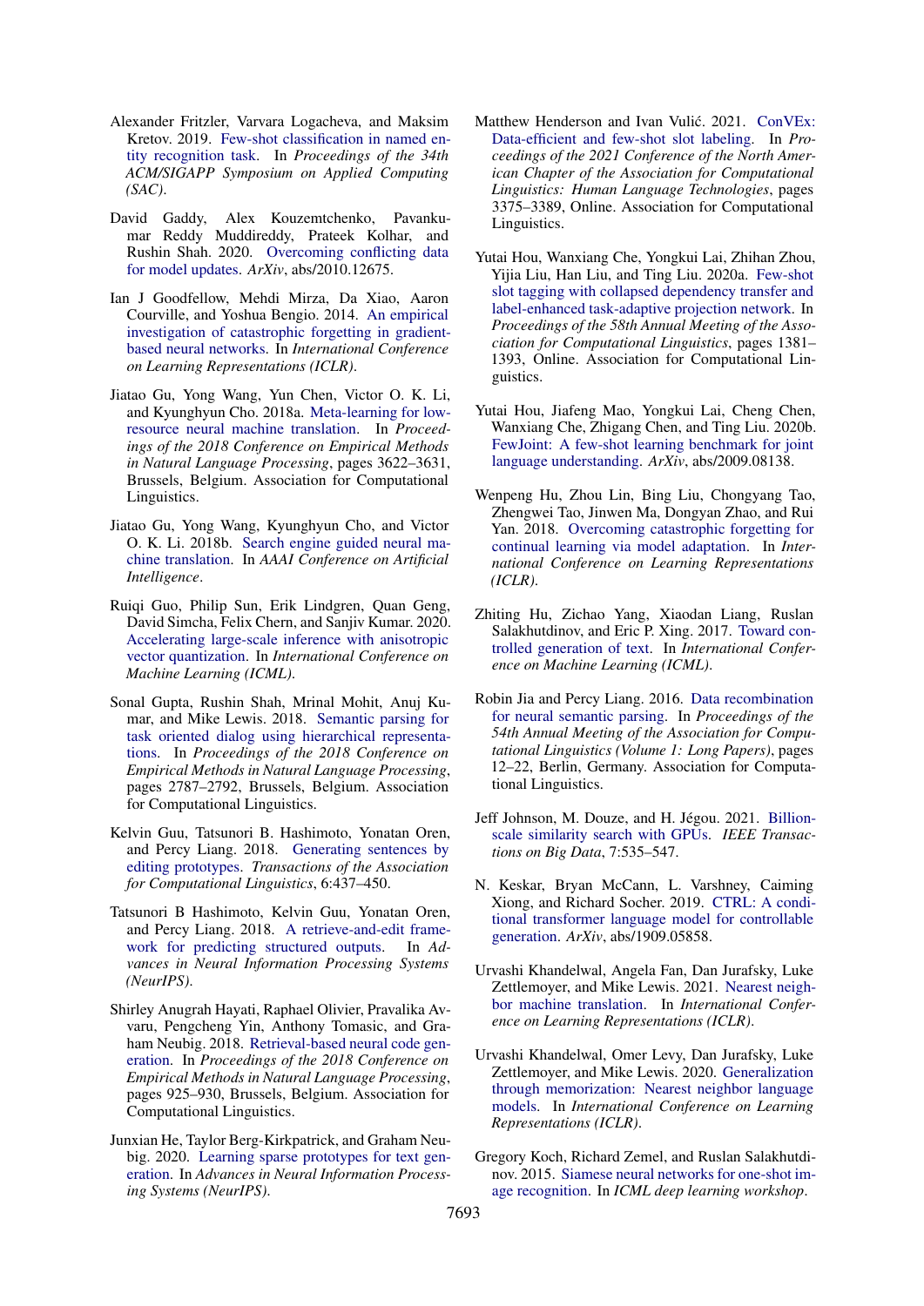Alexander Fritzler, Varvara Logacheva, and Maksim Kretov. 2019. Few-shot classification in named entity recognition task. In *Proceedings of the 34th ACM/SIGAPP Symposium on Applied Computing (SAC)*.

David Gaddy, Alex Kouzemtchenko, Pavankumar Reddy Muddireddy, Prateek Kolhar, and Rushin Shah. 2020. Overcoming conflicting data for model updates. *ArXiv*, abs/2010.12675.

Ian J Goodfellow, Mehdi Mirza, Da Xiao, Aaron Courville, and Yoshua Bengio. 2014. An empirical investigation of catastrophic forgetting in gradient-based neural networks. In *International Conference on Learning Representations (ICLR)*.

Jiatao Gu, Yong Wang, Yun Chen, Victor O. K. Li, and Kyunghyun Cho. 2018a. Meta-learning for low-resource neural machine translation. In *Proceedings of the 2018 Conference on Empirical Methods in Natural Language Processing*, pages 3622–3631, Brussels, Belgium. Association for Computational Linguistics.

Jiatao Gu, Yong Wang, Kyunghyun Cho, and Victor O. K. Li. 2018b. Search engine guided neural machine translation. In *AAAI Conference on Artificial Intelligence*.

Ruiqi Guo, Philip Sun, Erik Lindgren, Quan Geng, David Simcha, Felix Chern, and Sanjiv Kumar. 2020. Accelerating large-scale inference with anisotropic vector quantization. In *International Conference on Machine Learning (ICML)*.

Sonal Gupta, Rushin Shah, Mrinal Mohit, Anuj Kumar, and Mike Lewis. 2018. Semantic parsing for task oriented dialog using hierarchical representations. In *Proceedings of the 2018 Conference on Empirical Methods in Natural Language Processing*, pages 2787–2792, Brussels, Belgium. Association for Computational Linguistics.

Kelvin Guu, Tatsunori B. Hashimoto, Yonatan Oren, and Percy Liang. 2018. Generating sentences by editing prototypes. *Transactions of the Association for Computational Linguistics*, 6:437–450.

Tatsunori B Hashimoto, Kelvin Guu, Yonatan Oren, and Percy Liang. 2018. A retrieve-and-edit framework for predicting structured outputs. In *Advances in Neural Information Processing Systems (NeurIPS)*.

Shirley Anugrah Hayati, Raphael Olivier, Pravalika Avvaru, Pengcheng Yin, Anthony Tomasic, and Graham Neubig. 2018. Retrieval-based neural code generation. In *Proceedings of the 2018 Conference on Empirical Methods in Natural Language Processing*, pages 925–930, Brussels, Belgium. Association for Computational Linguistics.

Junxian He, Taylor Berg-Kirkpatrick, and Graham Neubig. 2020. Learning sparse prototypes for text generation. In *Advances in Neural Information Processing Systems (NeurIPS)*.

Matthew Henderson and Ivan Vulić. 2021. ConVEx: Data-efficient and few-shot slot labeling. In *Proceedings of the 2021 Conference of the North American Chapter of the Association for Computational Linguistics: Human Language Technologies*, pages 3375–3389, Online. Association for Computational Linguistics.

Yutai Hou, Wanxiang Che, Yongkui Lai, Zhihan Zhou, Yijia Liu, Han Liu, and Ting Liu. 2020a. Few-shot slot tagging with collapsed dependency transfer and label-enhanced task-adaptive projection network. In *Proceedings of the 58th Annual Meeting of the Association for Computational Linguistics*, pages 1381–1393, Online. Association for Computational Linguistics.

Yutai Hou, Jiafeng Mao, Yongkui Lai, Cheng Chen, Wanxiang Che, Zhigang Chen, and Ting Liu. 2020b. FewJoint: A few-shot learning benchmark for joint language understanding. *ArXiv*, abs/2009.08138.

Wenpeng Hu, Zhou Lin, Bing Liu, Chongyang Tao, Zhengwei Tao, Jinwen Ma, Dongyan Zhao, and Rui Yan. 2018. Overcoming catastrophic forgetting for continual learning via model adaptation. In *International Conference on Learning Representations (ICLR)*.

Zhiting Hu, Zichao Yang, Xiaodan Liang, Ruslan Salakhutdinov, and Eric P. Xing. 2017. Toward controlled generation of text. In *International Conference on Machine Learning (ICML)*.

Robin Jia and Percy Liang. 2016. Data recombination for neural semantic parsing. In *Proceedings of the 54th Annual Meeting of the Association for Computational Linguistics (Volume 1: Long Papers)*, pages 12–22, Berlin, Germany. Association for Computational Linguistics.

Jeff Johnson, M. Douze, and H. Jégou. 2021. Billion-scale similarity search with GPUs. *IEEE Transactions on Big Data*, 7:535–547.

N. Keskar, Bryan McCann, L. Varshney, Caiming Xiong, and Richard Socher. 2019. CTRL: A conditional transformer language model for controllable generation. *ArXiv*, abs/1909.05858.

Urvashi Khandelwal, Angela Fan, Dan Jurafsky, Luke Zettlemoyer, and Mike Lewis. 2021. Nearest neighbor machine translation. In *International Conference on Learning Representations (ICLR)*.

Urvashi Khandelwal, Omer Levy, Dan Jurafsky, Luke Zettlemoyer, and Mike Lewis. 2020. Generalization through memorization: Nearest neighbor language models. In *International Conference on Learning Representations (ICLR)*.

Gregory Koch, Richard Zemel, and Ruslan Salakhutdinov. 2015. Siamese neural networks for one-shot image recognition. In *ICML deep learning workshop*.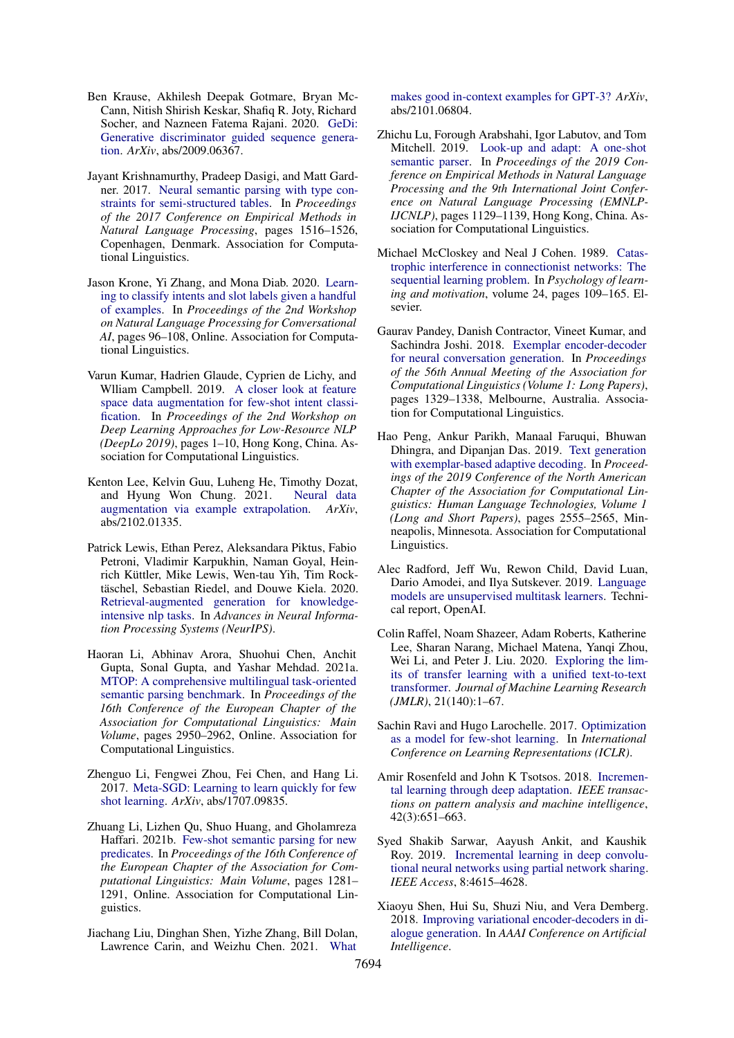Ben Krause, Akhilesh Deepak Gotmare, Bryan McCann, Nitish Shirish Keskar, Shafiq R. Joty, Richard Socher, and Nazneen Fatema Rajani. 2020. GeDi: Generative discriminator guided sequence generation. *ArXiv*, abs/2009.06367.

Jayant Krishnamurthy, Pradeep Dasigi, and Matt Gardner. 2017. Neural semantic parsing with type constraints for semi-structured tables. In *Proceedings of the 2017 Conference on Empirical Methods in Natural Language Processing*, pages 1516–1526, Copenhagen, Denmark. Association for Computational Linguistics.

Jason Krone, Yi Zhang, and Mona Diab. 2020. Learning to classify intents and slot labels given a handful of examples. In *Proceedings of the 2nd Workshop on Natural Language Processing for Conversational AI*, pages 96–108, Online. Association for Computational Linguistics.

Varun Kumar, Hadrien Glaude, Cyprien de Lichy, and Wlliam Campbell. 2019. A closer look at feature space data augmentation for few-shot intent classification. In *Proceedings of the 2nd Workshop on Deep Learning Approaches for Low-Resource NLP (DeepLo 2019)*, pages 1–10, Hong Kong, China. Association for Computational Linguistics.

Kenton Lee, Kelvin Guu, Luheng He, Timothy Dozat, and Hyung Won Chung. 2021. Neural data augmentation via example extrapolation. *ArXiv*, abs/2102.01335.

Patrick Lewis, Ethan Perez, Aleksandara Piktus, Fabio Petroni, Vladimir Karpukhin, Naman Goyal, Heinrich Küttler, Mike Lewis, Wen-tau Yih, Tim Rocktäschel, Sebastian Riedel, and Douwe Kiela. 2020. Retrieval-augmented generation for knowledge-intensive nlp tasks. In *Advances in Neural Information Processing Systems (NeurIPS)*.

Haoran Li, Abhinav Arora, Shuohui Chen, Anchit Gupta, Sonal Gupta, and Yashar Mehdad. 2021a. MTOP: A comprehensive multilingual task-oriented semantic parsing benchmark. In *Proceedings of the 16th Conference of the European Chapter of the Association for Computational Linguistics: Main Volume*, pages 2950–2962, Online. Association for Computational Linguistics.

Zhenguo Li, Fengwei Zhou, Fei Chen, and Hang Li. 2017. Meta-SGD: Learning to learn quickly for few shot learning. *ArXiv*, abs/1707.09835.

Zhuang Li, Lizhen Qu, Shuo Huang, and Gholamreza Haffari. 2021b. Few-shot semantic parsing for new predicates. In *Proceedings of the 16th Conference of the European Chapter of the Association for Computational Linguistics: Main Volume*, pages 1281–1291, Online. Association for Computational Linguistics.

Jiachang Liu, Dinghan Shen, Yizhe Zhang, Bill Dolan, Lawrence Carin, and Weizhu Chen. 2021. What makes good in-context examples for GPT-3? *ArXiv*, abs/2101.06804.

Zhichu Lu, Forough Arabshahi, Igor Labutov, and Tom Mitchell. 2019. Look-up and adapt: A one-shot semantic parser. In *Proceedings of the 2019 Conference on Empirical Methods in Natural Language Processing and the 9th International Joint Conference on Natural Language Processing (EMNLP-IJCNLP)*, pages 1129–1139, Hong Kong, China. Association for Computational Linguistics.

Michael McCloskey and Neal J Cohen. 1989. Catastrophic interference in connectionist networks: The sequential learning problem. In *Psychology of learning and motivation*, volume 24, pages 109–165. Elsevier.

Gaurav Pandey, Danish Contractor, Vineet Kumar, and Sachindra Joshi. 2018. Exemplar encoder-decoder for neural conversation generation. In *Proceedings of the 56th Annual Meeting of the Association for Computational Linguistics (Volume 1: Long Papers)*, pages 1329–1338, Melbourne, Australia. Association for Computational Linguistics.

Hao Peng, Ankur Parikh, Manaal Faruqui, Bhuwan Dhingra, and Dipanjan Das. 2019. Text generation with exemplar-based adaptive decoding. In *Proceedings of the 2019 Conference of the North American Chapter of the Association for Computational Linguistics: Human Language Technologies, Volume 1 (Long and Short Papers)*, pages 2555–2565, Minneapolis, Minnesota. Association for Computational Linguistics.

Alec Radford, Jeff Wu, Rewon Child, David Luan, Dario Amodei, and Ilya Sutskever. 2019. Language models are unsupervised multitask learners. Technical report, OpenAI.

Colin Raffel, Noam Shazeer, Adam Roberts, Katherine Lee, Sharan Narang, Michael Matena, Yanqi Zhou, Wei Li, and Peter J. Liu. 2020. Exploring the limits of transfer learning with a unified text-to-text transformer. *Journal of Machine Learning Research (JMLR)*, 21(140):1–67.

Sachin Ravi and Hugo Larochelle. 2017. Optimization as a model for few-shot learning. In *International Conference on Learning Representations (ICLR)*.

Amir Rosenfeld and John K Tsotsos. 2018. Incremental learning through deep adaptation. *IEEE transactions on pattern analysis and machine intelligence*, 42(3):651–663.

Syed Shakib Sarwar, Aayush Ankit, and Kaushik Roy. 2019. Incremental learning in deep convolutional neural networks using partial network sharing. *IEEE Access*, 8:4615–4628.

Xiaoyu Shen, Hui Su, Shuzi Niu, and Vera Demberg. 2018. Improving variational encoder-decoders in dialogue generation. In *AAAI Conference on Artificial Intelligence*.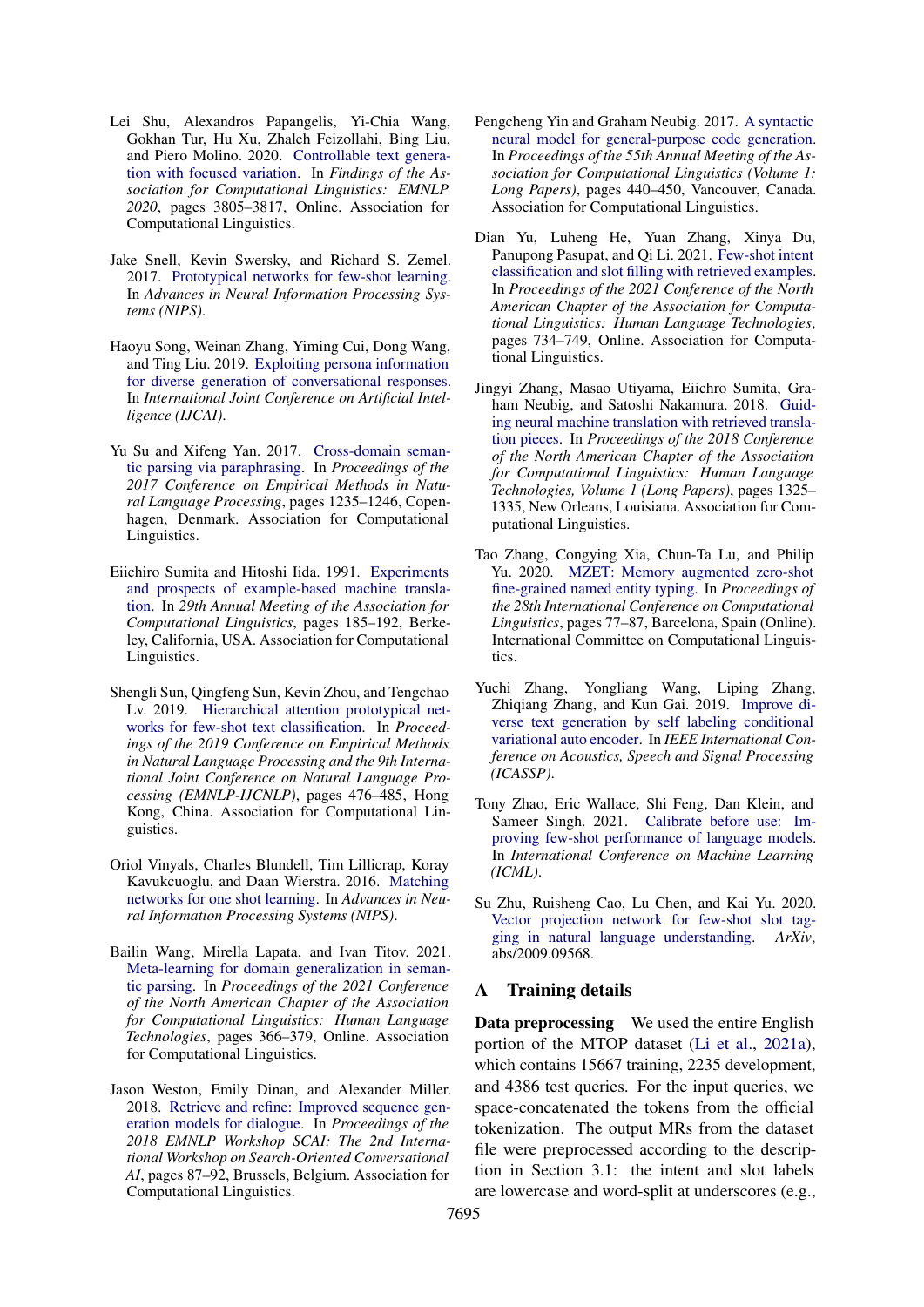Lei Shu, Alexandros Papangelis, Yi-Chia Wang, Gokhan Tur, Hu Xu, Zhaleh Feizollahi, Bing Liu, and Piero Molino. 2020. Controllable text generation with focused variation. In *Findings of the Association for Computational Linguistics: EMNLP 2020*, pages 3805–3817, Online. Association for Computational Linguistics.

Jake Snell, Kevin Swersky, and Richard S. Zemel. 2017. Prototypical networks for few-shot learning. In *Advances in Neural Information Processing Systems (NIPS)*.

Haoyu Song, Weinan Zhang, Yiming Cui, Dong Wang, and Ting Liu. 2019. Exploiting persona information for diverse generation of conversational responses. In *International Joint Conference on Artificial Intelligence (IJCAI)*.

Yu Su and Xifeng Yan. 2017. Cross-domain semantic parsing via paraphrasing. In *Proceedings of the 2017 Conference on Empirical Methods in Natural Language Processing*, pages 1235–1246, Copenhagen, Denmark. Association for Computational Linguistics.

Eiichiro Sumita and Hitoshi Iida. 1991. Experiments and prospects of example-based machine translation. In *29th Annual Meeting of the Association for Computational Linguistics*, pages 185–192, Berkeley, California, USA. Association for Computational Linguistics.

Shengli Sun, Qingfeng Sun, Kevin Zhou, and Tengchao Lv. 2019. Hierarchical attention prototypical networks for few-shot text classification. In *Proceedings of the 2019 Conference on Empirical Methods in Natural Language Processing and the 9th International Joint Conference on Natural Language Processing (EMNLP-IJCNLP)*, pages 476–485, Hong Kong, China. Association for Computational Linguistics.

Oriol Vinyals, Charles Blundell, Tim Lillicrap, Koray Kavukcuoglu, and Daan Wierstra. 2016. Matching networks for one shot learning. In *Advances in Neural Information Processing Systems (NIPS)*.

Bailin Wang, Mirella Lapata, and Ivan Titov. 2021. Meta-learning for domain generalization in semantic parsing. In *Proceedings of the 2021 Conference of the North American Chapter of the Association for Computational Linguistics: Human Language Technologies*, pages 366–379, Online. Association for Computational Linguistics.

Jason Weston, Emily Dinan, and Alexander Miller. 2018. Retrieve and refine: Improved sequence generation models for dialogue. In *Proceedings of the 2018 EMNLP Workshop SCAI: The 2nd International Workshop on Search-Oriented Conversational AI*, pages 87–92, Brussels, Belgium. Association for Computational Linguistics.

Pengcheng Yin and Graham Neubig. 2017. A syntactic neural model for general-purpose code generation. In *Proceedings of the 55th Annual Meeting of the Association for Computational Linguistics (Volume 1: Long Papers)*, pages 440–450, Vancouver, Canada. Association for Computational Linguistics.

Dian Yu, Luheng He, Yuan Zhang, Xinya Du, Panupong Pasupat, and Qi Li. 2021. Few-shot intent classification and slot filling with retrieved examples. In *Proceedings of the 2021 Conference of the North American Chapter of the Association for Computational Linguistics: Human Language Technologies*, pages 734–749, Online. Association for Computational Linguistics.

Jingyi Zhang, Masao Utiyama, Eiichro Sumita, Graham Neubig, and Satoshi Nakamura. 2018. Guiding neural machine translation with retrieved translation pieces. In *Proceedings of the 2018 Conference of the North American Chapter of the Association for Computational Linguistics: Human Language Technologies, Volume 1 (Long Papers)*, pages 1325–1335, New Orleans, Louisiana. Association for Computational Linguistics.

Tao Zhang, Congying Xia, Chun-Ta Lu, and Philip Yu. 2020. MZET: Memory augmented zero-shot fine-grained named entity typing. In *Proceedings of the 28th International Conference on Computational Linguistics*, pages 77–87, Barcelona, Spain (Online). International Committee on Computational Linguistics.

Yuchi Zhang, Yongliang Wang, Liping Zhang, Zhiqiang Zhang, and Kun Gai. 2019. Improve diverse text generation by self labeling conditional variational auto encoder. In *IEEE International Conference on Acoustics, Speech and Signal Processing (ICASSP)*.

Tony Zhao, Eric Wallace, Shi Feng, Dan Klein, and Sameer Singh. 2021. Calibrate before use: Improving few-shot performance of language models. In *International Conference on Machine Learning (ICML)*.

Su Zhu, Ruisheng Cao, Lu Chen, and Kai Yu. 2020. Vector projection network for few-shot slot tagging in natural language understanding. *ArXiv*, abs/2009.09568.

## A Training details

**Data preprocessing** We used the entire English portion of the MTOP dataset (Li et al., 2021a), which contains 15667 training, 2235 development, and 4386 test queries. For the input queries, we space-concatenated the tokens from the official tokenization. The output MRs from the dataset file were preprocessed according to the description in Section 3.1: the intent and slot labels are lowercase and word-split at underscores (e.g.,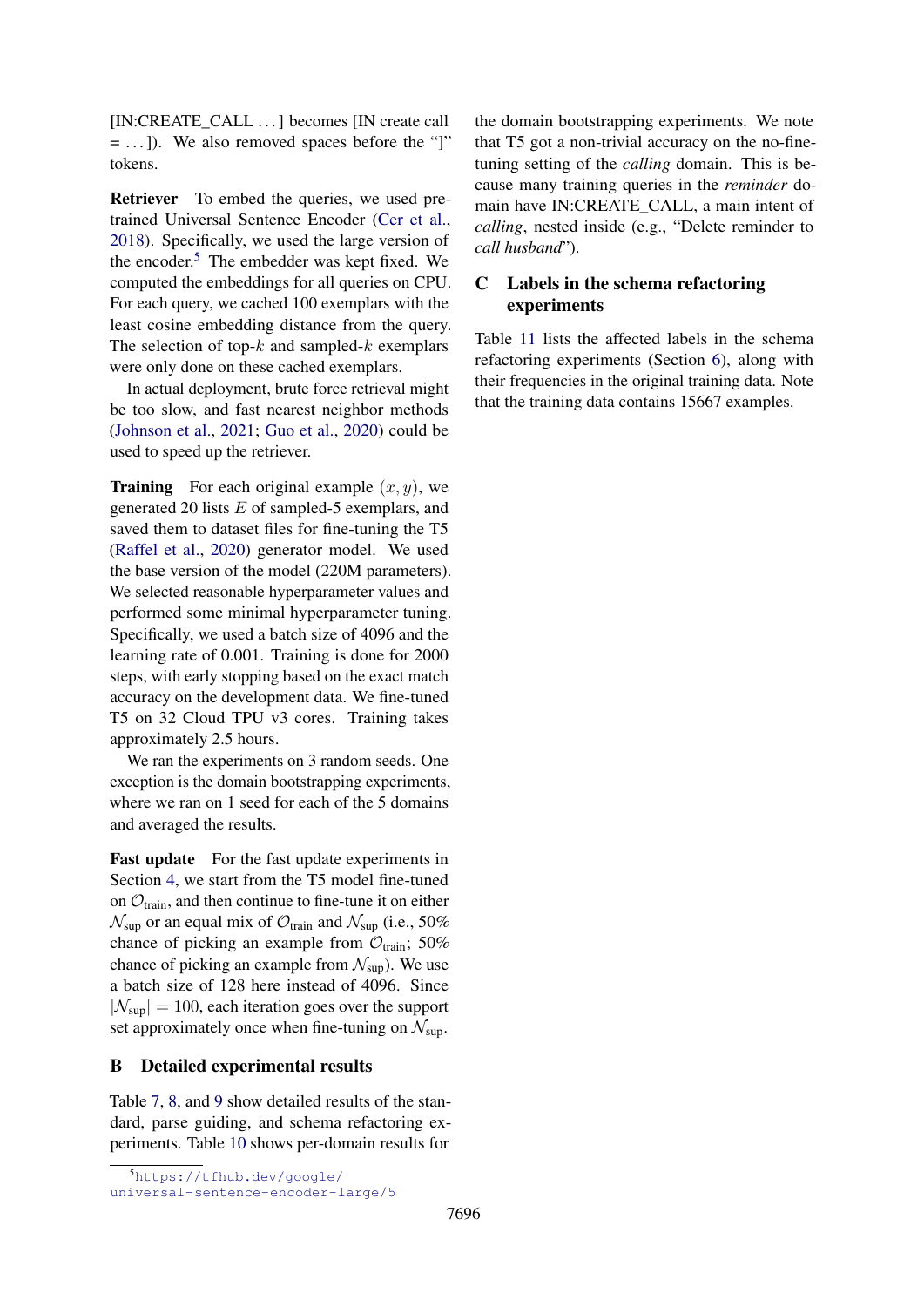[IN:CREATE_CALL . . . ] becomes [IN create call = . . . ]). We also removed spaces before the "]" tokens.

**Retriever** To embed the queries, we used pre-trained Universal Sentence Encoder (Cer et al., 2018). Specifically, we used the large version of the encoder.[5] The embedder was kept fixed. We computed the embeddings for all queries on CPU. For each query, we cached 100 exemplars with the least cosine embedding distance from the query. The selection of top-$k$ and sampled-$k$ exemplars were only done on these cached exemplars.

In actual deployment, brute force retrieval might be too slow, and fast nearest neighbor methods (Johnson et al., 2021; Guo et al., 2020) could be used to speed up the retriever.

**Training** For each original example $(x, y)$, we generated 20 lists $E$ of sampled-5 exemplars, and saved them to dataset files for fine-tuning the T5 (Raffel et al., 2020) generator model. We used the base version of the model (220M parameters). We selected reasonable hyperparameter values and performed some minimal hyperparameter tuning. Specifically, we used a batch size of 4096 and the learning rate of 0.001. Training is done for 2000 steps, with early stopping based on the exact match accuracy on the development data. We fine-tuned T5 on 32 Cloud TPU v3 cores. Training takes approximately 2.5 hours.

We ran the experiments on 3 random seeds. One exception is the domain bootstrapping experiments, where we ran on 1 seed for each of the 5 domains and averaged the results.

**Fast update** For the fast update experiments in Section 4, we start from the T5 model fine-tuned on $\mathcal{O}_{\text{train}}$, and then continue to fine-tune it on either $\mathcal{N}_{\text{sup}}$ or an equal mix of $\mathcal{O}_{\text{train}}$ and $\mathcal{N}_{\text{sup}}$ (i.e., 50% chance of picking an example from $\mathcal{O}_{\text{train}}$; 50% chance of picking an example from $\mathcal{N}_{\text{sup}}$). We use a batch size of 128 here instead of 4096. Since $|\mathcal{N}_{\text{sup}}| = 100$, each iteration goes over the support set approximately once when fine-tuning on $\mathcal{N}_{\text{sup}}$.

## B Detailed experimental results

Table 7, 8, and 9 show detailed results of the standard, parse guiding, and schema refactoring experiments. Table 10 shows per-domain results for the domain bootstrapping experiments. We note that T5 got a non-trivial accuracy on the no-fine-tuning setting of the *calling* domain. This is because many training queries in the *reminder* domain have IN:CREATE_CALL, a main intent of *calling*, nested inside (e.g., "Delete reminder to *call husband*").

## C Labels in the schema refactoring experiments

Table 11 lists the affected labels in the schema refactoring experiments (Section 6), along with their frequencies in the original training data. Note that the training data contains 15667 examples.

[5] https://tfhub.dev/google/universal-sentence-encoder-large/5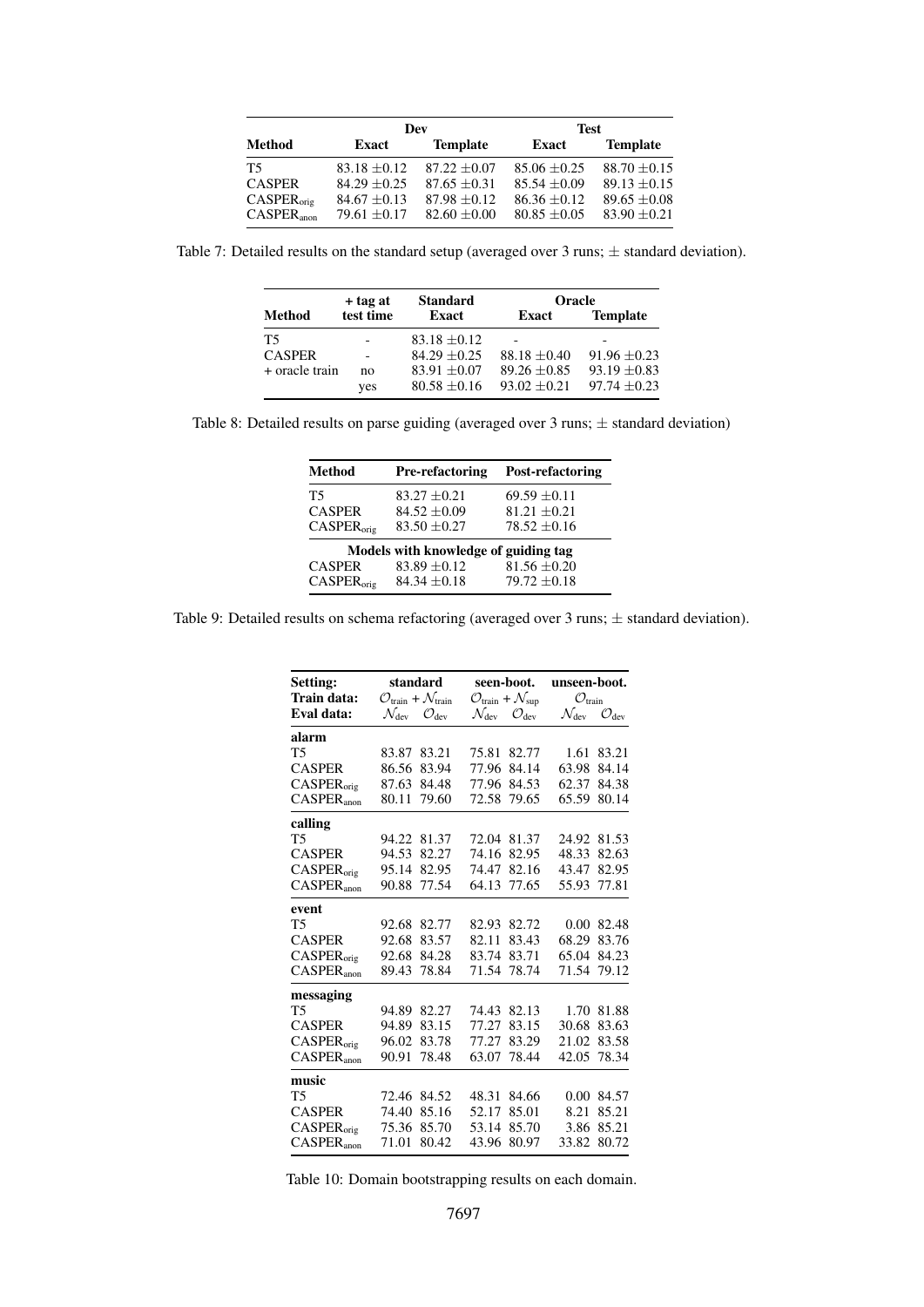| Method | Dev | | Test | |
|---|---|---|---|---|
| | Exact | Template | Exact | Template |
| T5 | 83.18 ±0.12 | 87.22 ±0.07 | 85.06 ±0.25 | 88.70 ±0.15 |
| CASPER | 84.29 ±0.25 | 87.65 ±0.31 | 85.54 ±0.09 | 89.13 ±0.15 |
| $\text{CASPER}_{\text{orig}}$ | 84.67 ±0.13 | 87.98 ±0.12 | 86.36 ±0.12 | 89.65 ±0.08 |
| $\text{CASPER}_{\text{anon}}$ | 79.61 ±0.17 | 82.60 ±0.00 | 80.85 ±0.05 | 83.90 ±0.21 |

Table 7: Detailed results on the standard setup (averaged over 3 runs; ± standard deviation).

| Method | + tag at test time | Standard Exact | Oracle Exact | Oracle Template |
|---|---|---|---|---|
| T5 | - | 83.18 ±0.12 | - | - |
| CASPER | - | 84.29 ±0.25 | 88.18 ±0.40 | 91.96 ±0.23 |
| + oracle train | no | 83.91 ±0.07 | 89.26 ±0.85 | 93.19 ±0.83 |
| | yes | 80.58 ±0.16 | 93.02 ±0.21 | 97.74 ±0.23 |

Table 8: Detailed results on parse guiding (averaged over 3 runs; ± standard deviation)

| Method | Pre-refactoring | Post-refactoring |
|---|---|---|
| T5 | 83.27 ±0.21 | 69.59 ±0.11 |
| CASPER | 84.52 ±0.09 | 81.21 ±0.21 |
| $\text{CASPER}_{\text{orig}}$ | 83.50 ±0.27 | 78.52 ±0.16 |
| **Models with knowledge of guiding tag** | | |
| CASPER | 83.89 ±0.12 | 81.56 ±0.20 |
| $\text{CASPER}_{\text{orig}}$ | 84.34 ±0.18 | 79.72 ±0.18 |

Table 9: Detailed results on schema refactoring (averaged over 3 runs; ± standard deviation).

| Setting: | standard | | seen-boot. | | unseen-boot. | |
|---|---|---|---|---|---|---|
| Train data: | $\mathcal{O}_{\text{train}} + \mathcal{N}_{\text{train}}$ | | $\mathcal{O}_{\text{train}} + \mathcal{N}_{\text{sup}}$ | | $\mathcal{O}_{\text{train}}$ | |
| Eval data: | $\mathcal{N}_{\text{dev}}$ | $\mathcal{O}_{\text{dev}}$ | $\mathcal{N}_{\text{dev}}$ | $\mathcal{O}_{\text{dev}}$ | $\mathcal{N}_{\text{dev}}$ | $\mathcal{O}_{\text{dev}}$ |
| **alarm** | | | | | | |
| T5 | 83.87 | 83.21 | 75.81 | 82.77 | 1.61 | 83.21 |
| CASPER | 86.56 | 83.94 | 77.96 | 84.14 | 63.98 | 84.14 |
| $\text{CASPER}_{\text{orig}}$ | 87.63 | 84.48 | 77.96 | 84.53 | 62.37 | 84.38 |
| $\text{CASPER}_{\text{anon}}$ | 80.11 | 79.60 | 72.58 | 79.65 | 65.59 | 80.14 |
| **calling** | | | | | | |
| T5 | 94.22 | 81.37 | 72.04 | 81.37 | 24.92 | 81.53 |
| CASPER | 94.53 | 82.27 | 74.16 | 82.95 | 48.33 | 82.63 |
| $\text{CASPER}_{\text{orig}}$ | 95.14 | 82.95 | 74.47 | 82.16 | 43.47 | 82.95 |
| $\text{CASPER}_{\text{anon}}$ | 90.88 | 77.54 | 64.13 | 77.65 | 55.93 | 77.81 |
| **event** | | | | | | |
| T5 | 92.68 | 82.77 | 82.93 | 82.72 | 0.00 | 82.48 |
| CASPER | 92.68 | 83.57 | 82.11 | 83.43 | 68.29 | 83.76 |
| $\text{CASPER}_{\text{orig}}$ | 92.68 | 84.28 | 83.74 | 83.71 | 65.04 | 84.23 |
| $\text{CASPER}_{\text{anon}}$ | 89.43 | 78.84 | 71.54 | 78.74 | 71.54 | 79.12 |
| **messaging** | | | | | | |
| T5 | 94.89 | 82.27 | 74.43 | 82.13 | 1.70 | 81.88 |
| CASPER | 94.89 | 83.15 | 77.27 | 83.15 | 30.68 | 83.63 |
| $\text{CASPER}_{\text{orig}}$ | 96.02 | 83.78 | 77.27 | 83.29 | 21.02 | 83.58 |
| $\text{CASPER}_{\text{anon}}$ | 90.91 | 78.48 | 63.07 | 78.44 | 42.05 | 78.34 |
| **music** | | | | | | |
| T5 | 72.46 | 84.52 | 48.31 | 84.66 | 0.00 | 84.57 |
| CASPER | 74.40 | 85.16 | 52.17 | 85.01 | 8.21 | 85.21 |
| $\text{CASPER}_{\text{orig}}$ | 75.36 | 85.70 | 53.14 | 85.70 | 3.86 | 85.21 |
| $\text{CASPER}_{\text{anon}}$ | 71.01 | 80.42 | 43.96 | 80.97 | 33.82 | 80.72 |

Table 10: Domain bootstrapping results on each domain.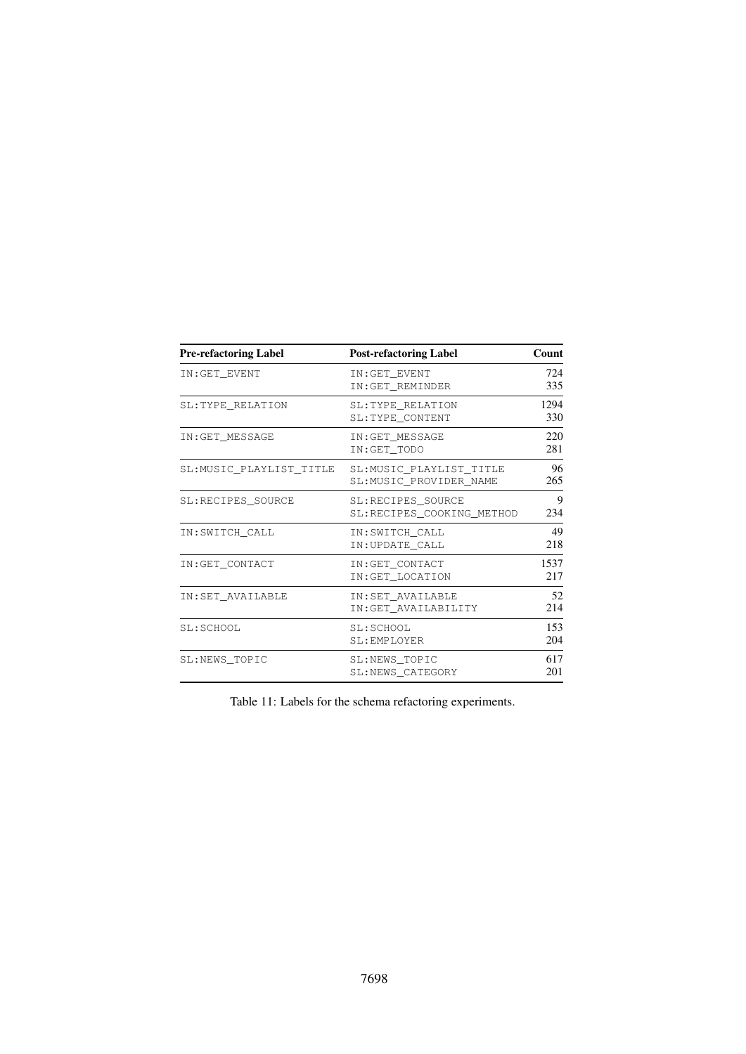| Pre-refactoring Label | Post-refactoring Label | Count |
|---|---|---|
| IN:GET_EVENT | IN:GET_EVENT | 724 |
| | IN:GET_REMINDER | 335 |
| SL:TYPE_RELATION | SL:TYPE_RELATION | 1294 |
| | SL:TYPE_CONTENT | 330 |
| IN:GET_MESSAGE | IN:GET_MESSAGE | 220 |
| | IN:GET_TODO | 281 |
| SL:MUSIC_PLAYLIST_TITLE | SL:MUSIC_PLAYLIST_TITLE | 96 |
| | SL:MUSIC_PROVIDER_NAME | 265 |
| SL:RECIPES_SOURCE | SL:RECIPES_SOURCE | 9 |
| | SL:RECIPES_COOKING_METHOD | 234 |
| IN:SWITCH_CALL | IN:SWITCH_CALL | 49 |
| | IN:UPDATE_CALL | 218 |
| IN:GET_CONTACT | IN:GET_CONTACT | 1537 |
| | IN:GET_LOCATION | 217 |
| IN:SET_AVAILABLE | IN:SET_AVAILABLE | 52 |
| | IN:GET_AVAILABILITY | 214 |
| SL:SCHOOL | SL:SCHOOL | 153 |
| | SL:EMPLOYER | 204 |
| SL:NEWS_TOPIC | SL:NEWS_TOPIC | 617 |
| | SL:NEWS_CATEGORY | 201 |

Table 11: Labels for the schema refactoring experiments.